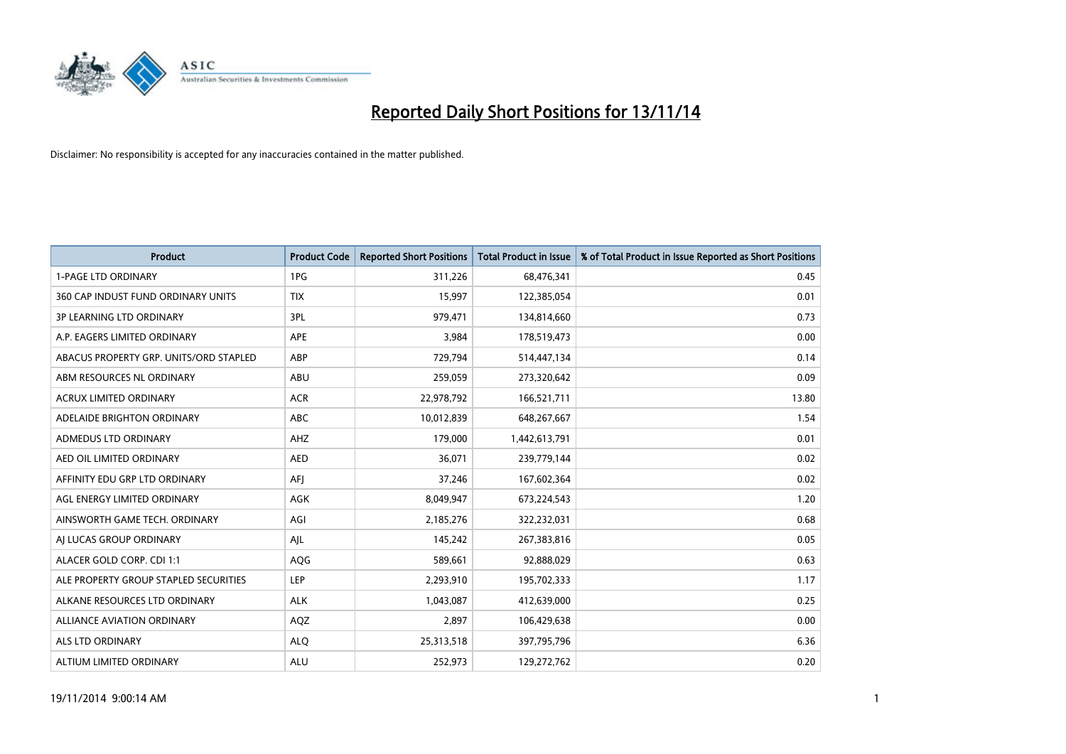# Reported Daily Short Positions for 13/11/14

Disclaimer: No responsibility is accepted for any inaccuracies contained in the matter published.

| Product | Product Code | Reported Short Positions | Total Product in Issue | % of Total Product in Issue Reported as Short Positions |
|---|---|---|---|---|
| 1-PAGE LTD ORDINARY | 1PG | 311,226 | 68,476,341 | 0.45 |
| 360 CAP INDUST FUND ORDINARY UNITS | TIX | 15,997 | 122,385,054 | 0.01 |
| 3P LEARNING LTD ORDINARY | 3PL | 979,471 | 134,814,660 | 0.73 |
| A.P. EAGERS LIMITED ORDINARY | APE | 3,984 | 178,519,473 | 0.00 |
| ABACUS PROPERTY GRP. UNITS/ORD STAPLED | ABP | 729,794 | 514,447,134 | 0.14 |
| ABM RESOURCES NL ORDINARY | ABU | 259,059 | 273,320,642 | 0.09 |
| ACRUX LIMITED ORDINARY | ACR | 22,978,792 | 166,521,711 | 13.80 |
| ADELAIDE BRIGHTON ORDINARY | ABC | 10,012,839 | 648,267,667 | 1.54 |
| ADMEDUS LTD ORDINARY | AHZ | 179,000 | 1,442,613,791 | 0.01 |
| AED OIL LIMITED ORDINARY | AED | 36,071 | 239,779,144 | 0.02 |
| AFFINITY EDU GRP LTD ORDINARY | AFJ | 37,246 | 167,602,364 | 0.02 |
| AGL ENERGY LIMITED ORDINARY | AGK | 8,049,947 | 673,224,543 | 1.20 |
| AINSWORTH GAME TECH. ORDINARY | AGI | 2,185,276 | 322,232,031 | 0.68 |
| AJ LUCAS GROUP ORDINARY | AJL | 145,242 | 267,383,816 | 0.05 |
| ALACER GOLD CORP. CDI 1:1 | AQG | 589,661 | 92,888,029 | 0.63 |
| ALE PROPERTY GROUP STAPLED SECURITIES | LEP | 2,293,910 | 195,702,333 | 1.17 |
| ALKANE RESOURCES LTD ORDINARY | ALK | 1,043,087 | 412,639,000 | 0.25 |
| ALLIANCE AVIATION ORDINARY | AQZ | 2,897 | 106,429,638 | 0.00 |
| ALS LTD ORDINARY | ALQ | 25,313,518 | 397,795,796 | 6.36 |
| ALTIUM LIMITED ORDINARY | ALU | 252,973 | 129,272,762 | 0.20 |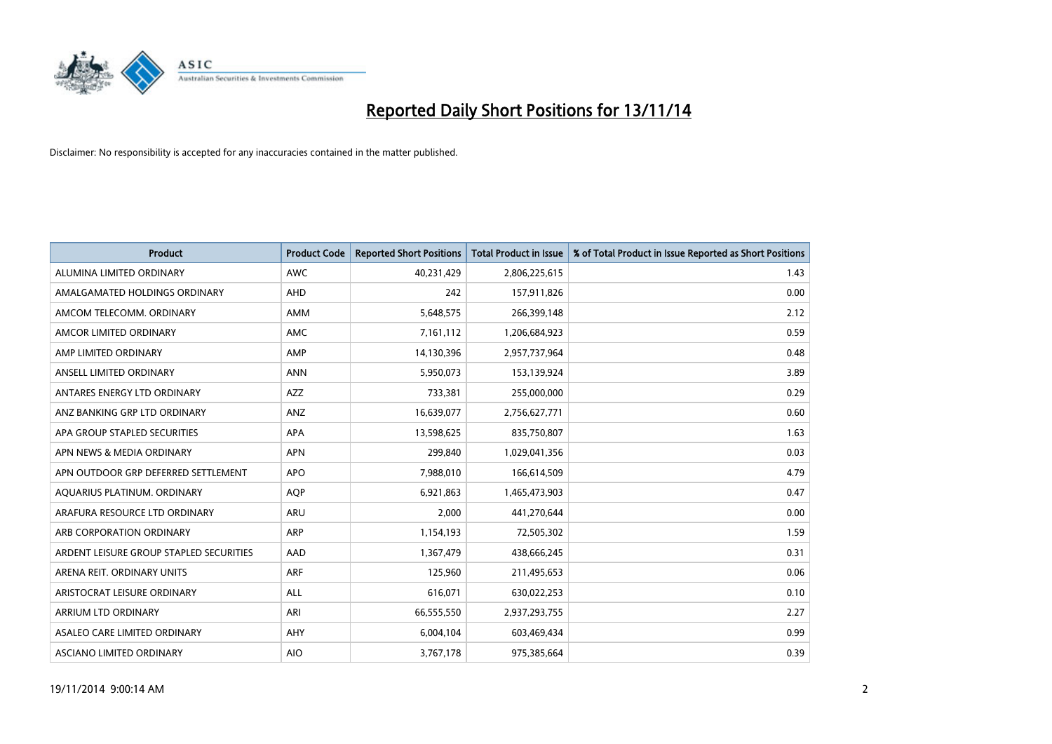# Reported Daily Short Positions for 13/11/14

Disclaimer: No responsibility is accepted for any inaccuracies contained in the matter published.

| Product | Product Code | Reported Short Positions | Total Product in Issue | % of Total Product in Issue Reported as Short Positions |
|---|---|---|---|---|
| ALUMINA LIMITED ORDINARY | AWC | 40,231,429 | 2,806,225,615 | 1.43 |
| AMALGAMATED HOLDINGS ORDINARY | AHD | 242 | 157,911,826 | 0.00 |
| AMCOM TELECOMM. ORDINARY | AMM | 5,648,575 | 266,399,148 | 2.12 |
| AMCOR LIMITED ORDINARY | AMC | 7,161,112 | 1,206,684,923 | 0.59 |
| AMP LIMITED ORDINARY | AMP | 14,130,396 | 2,957,737,964 | 0.48 |
| ANSELL LIMITED ORDINARY | ANN | 5,950,073 | 153,139,924 | 3.89 |
| ANTARES ENERGY LTD ORDINARY | AZZ | 733,381 | 255,000,000 | 0.29 |
| ANZ BANKING GRP LTD ORDINARY | ANZ | 16,639,077 | 2,756,627,771 | 0.60 |
| APA GROUP STAPLED SECURITIES | APA | 13,598,625 | 835,750,807 | 1.63 |
| APN NEWS & MEDIA ORDINARY | APN | 299,840 | 1,029,041,356 | 0.03 |
| APN OUTDOOR GRP DEFERRED SETTLEMENT | APO | 7,988,010 | 166,614,509 | 4.79 |
| AQUARIUS PLATINUM. ORDINARY | AQP | 6,921,863 | 1,465,473,903 | 0.47 |
| ARAFURA RESOURCE LTD ORDINARY | ARU | 2,000 | 441,270,644 | 0.00 |
| ARB CORPORATION ORDINARY | ARP | 1,154,193 | 72,505,302 | 1.59 |
| ARDENT LEISURE GROUP STAPLED SECURITIES | AAD | 1,367,479 | 438,666,245 | 0.31 |
| ARENA REIT. ORDINARY UNITS | ARF | 125,960 | 211,495,653 | 0.06 |
| ARISTOCRAT LEISURE ORDINARY | ALL | 616,071 | 630,022,253 | 0.10 |
| ARRIUM LTD ORDINARY | ARI | 66,555,550 | 2,937,293,755 | 2.27 |
| ASALEO CARE LIMITED ORDINARY | AHY | 6,004,104 | 603,469,434 | 0.99 |
| ASCIANO LIMITED ORDINARY | AIO | 3,767,178 | 975,385,664 | 0.39 |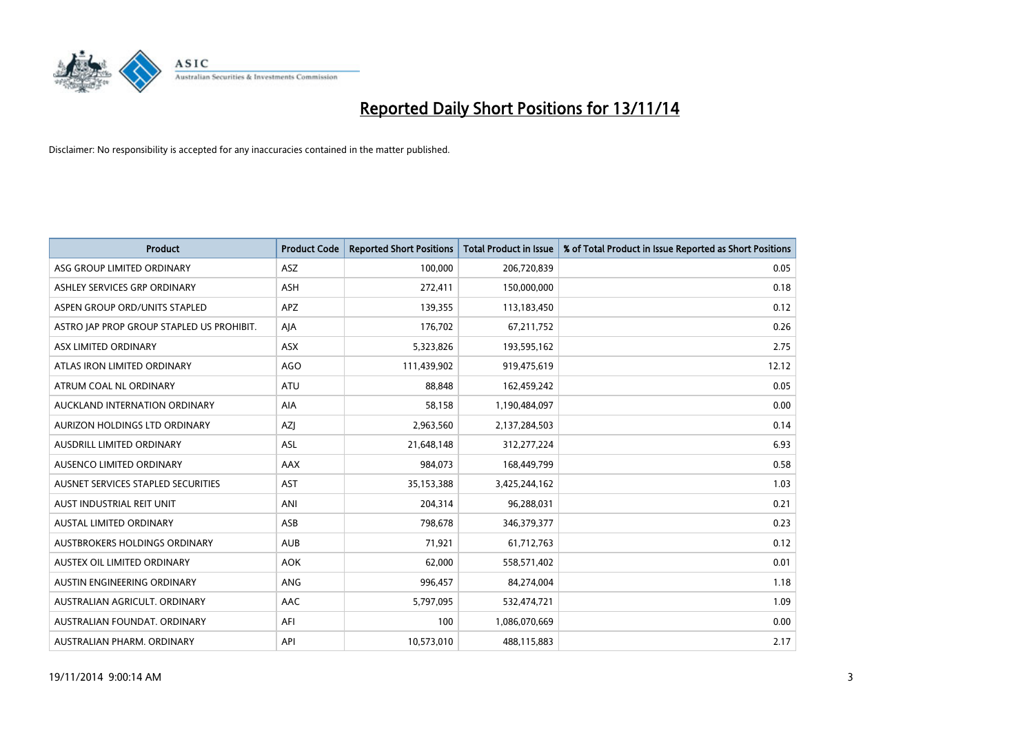# Reported Daily Short Positions for 13/11/14

Disclaimer: No responsibility is accepted for any inaccuracies contained in the matter published.

| Product | Product Code | Reported Short Positions | Total Product in Issue | % of Total Product in Issue Reported as Short Positions |
|---|---|---|---|---|
| ASG GROUP LIMITED ORDINARY | ASZ | 100,000 | 206,720,839 | 0.05 |
| ASHLEY SERVICES GRP ORDINARY | ASH | 272,411 | 150,000,000 | 0.18 |
| ASPEN GROUP ORD/UNITS STAPLED | APZ | 139,355 | 113,183,450 | 0.12 |
| ASTRO JAP PROP GROUP STAPLED US PROHIBIT. | AJA | 176,702 | 67,211,752 | 0.26 |
| ASX LIMITED ORDINARY | ASX | 5,323,826 | 193,595,162 | 2.75 |
| ATLAS IRON LIMITED ORDINARY | AGO | 111,439,902 | 919,475,619 | 12.12 |
| ATRUM COAL NL ORDINARY | ATU | 88,848 | 162,459,242 | 0.05 |
| AUCKLAND INTERNATION ORDINARY | AIA | 58,158 | 1,190,484,097 | 0.00 |
| AURIZON HOLDINGS LTD ORDINARY | AZJ | 2,963,560 | 2,137,284,503 | 0.14 |
| AUSDRILL LIMITED ORDINARY | ASL | 21,648,148 | 312,277,224 | 6.93 |
| AUSENCO LIMITED ORDINARY | AAX | 984,073 | 168,449,799 | 0.58 |
| AUSNET SERVICES STAPLED SECURITIES | AST | 35,153,388 | 3,425,244,162 | 1.03 |
| AUST INDUSTRIAL REIT UNIT | ANI | 204,314 | 96,288,031 | 0.21 |
| AUSTAL LIMITED ORDINARY | ASB | 798,678 | 346,379,377 | 0.23 |
| AUSTBROKERS HOLDINGS ORDINARY | AUB | 71,921 | 61,712,763 | 0.12 |
| AUSTEX OIL LIMITED ORDINARY | AOK | 62,000 | 558,571,402 | 0.01 |
| AUSTIN ENGINEERING ORDINARY | ANG | 996,457 | 84,274,004 | 1.18 |
| AUSTRALIAN AGRICULT. ORDINARY | AAC | 5,797,095 | 532,474,721 | 1.09 |
| AUSTRALIAN FOUNDAT. ORDINARY | AFI | 100 | 1,086,070,669 | 0.00 |
| AUSTRALIAN PHARM. ORDINARY | API | 10,573,010 | 488,115,883 | 2.17 |

19/11/2014 9:00:14 AM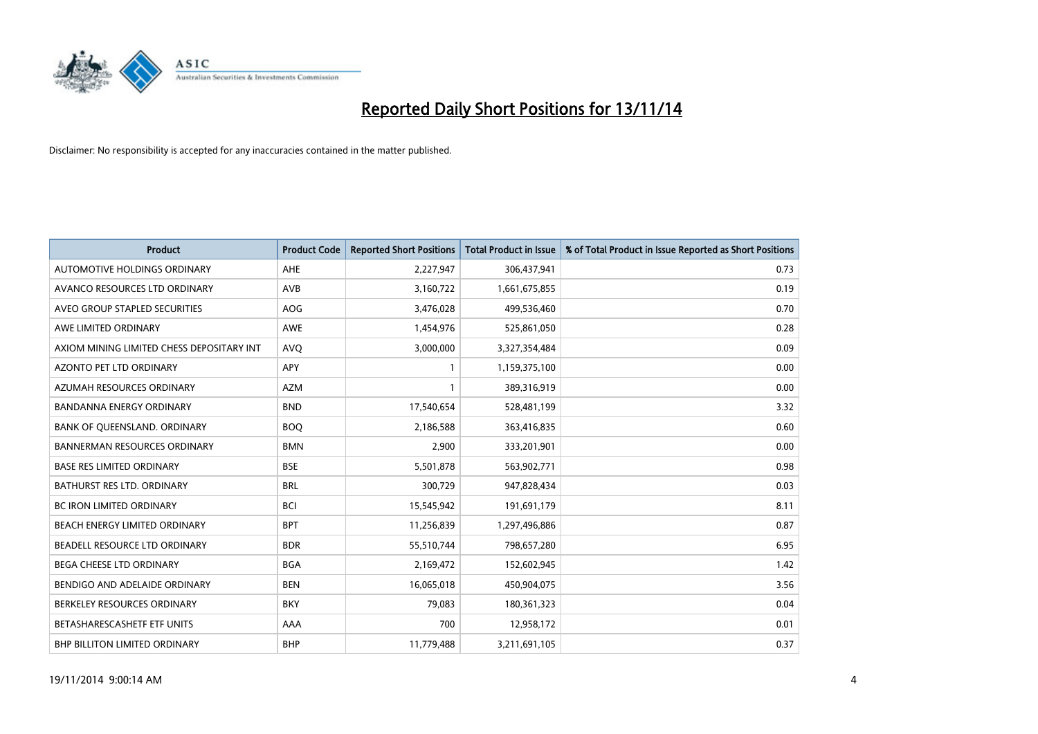# Reported Daily Short Positions for 13/11/14

Disclaimer: No responsibility is accepted for any inaccuracies contained in the matter published.

| Product | Product Code | Reported Short Positions | Total Product in Issue | % of Total Product in Issue Reported as Short Positions |
|---|---|---|---|---|
| AUTOMOTIVE HOLDINGS ORDINARY | AHE | 2,227,947 | 306,437,941 | 0.73 |
| AVANCO RESOURCES LTD ORDINARY | AVB | 3,160,722 | 1,661,675,855 | 0.19 |
| AVEO GROUP STAPLED SECURITIES | AOG | 3,476,028 | 499,536,460 | 0.70 |
| AWE LIMITED ORDINARY | AWE | 1,454,976 | 525,861,050 | 0.28 |
| AXIOM MINING LIMITED CHESS DEPOSITARY INT | AVQ | 3,000,000 | 3,327,354,484 | 0.09 |
| AZONTO PET LTD ORDINARY | APY | 1 | 1,159,375,100 | 0.00 |
| AZUMAH RESOURCES ORDINARY | AZM | 1 | 389,316,919 | 0.00 |
| BANDANNA ENERGY ORDINARY | BND | 17,540,654 | 528,481,199 | 3.32 |
| BANK OF QUEENSLAND. ORDINARY | BOQ | 2,186,588 | 363,416,835 | 0.60 |
| BANNERMAN RESOURCES ORDINARY | BMN | 2,900 | 333,201,901 | 0.00 |
| BASE RES LIMITED ORDINARY | BSE | 5,501,878 | 563,902,771 | 0.98 |
| BATHURST RES LTD. ORDINARY | BRL | 300,729 | 947,828,434 | 0.03 |
| BC IRON LIMITED ORDINARY | BCI | 15,545,942 | 191,691,179 | 8.11 |
| BEACH ENERGY LIMITED ORDINARY | BPT | 11,256,839 | 1,297,496,886 | 0.87 |
| BEADELL RESOURCE LTD ORDINARY | BDR | 55,510,744 | 798,657,280 | 6.95 |
| BEGA CHEESE LTD ORDINARY | BGA | 2,169,472 | 152,602,945 | 1.42 |
| BENDIGO AND ADELAIDE ORDINARY | BEN | 16,065,018 | 450,904,075 | 3.56 |
| BERKELEY RESOURCES ORDINARY | BKY | 79,083 | 180,361,323 | 0.04 |
| BETASHARESCASHETF ETF UNITS | AAA | 700 | 12,958,172 | 0.01 |
| BHP BILLITON LIMITED ORDINARY | BHP | 11,779,488 | 3,211,691,105 | 0.37 |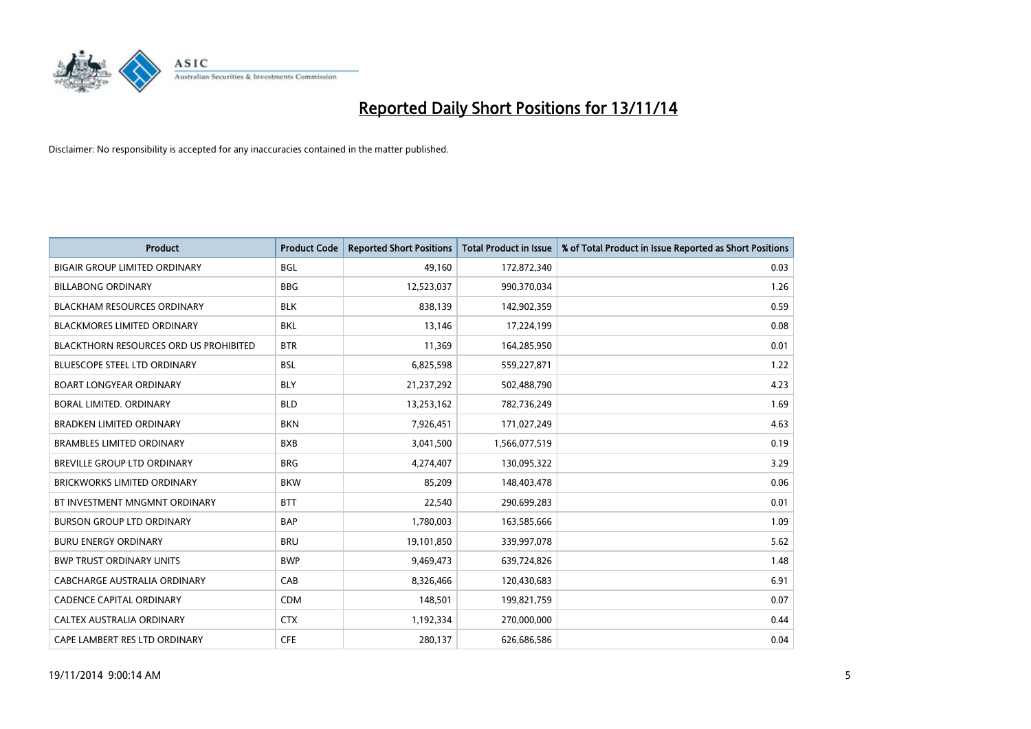# Reported Daily Short Positions for 13/11/14

Disclaimer: No responsibility is accepted for any inaccuracies contained in the matter published.

| Product | Product Code | Reported Short Positions | Total Product in Issue | % of Total Product in Issue Reported as Short Positions |
|---|---|---|---|---|
| BIGAIR GROUP LIMITED ORDINARY | BGL | 49,160 | 172,872,340 | 0.03 |
| BILLABONG ORDINARY | BBG | 12,523,037 | 990,370,034 | 1.26 |
| BLACKHAM RESOURCES ORDINARY | BLK | 838,139 | 142,902,359 | 0.59 |
| BLACKMORES LIMITED ORDINARY | BKL | 13,146 | 17,224,199 | 0.08 |
| BLACKTHORN RESOURCES ORD US PROHIBITED | BTR | 11,369 | 164,285,950 | 0.01 |
| BLUESCOPE STEEL LTD ORDINARY | BSL | 6,825,598 | 559,227,871 | 1.22 |
| BOART LONGYEAR ORDINARY | BLY | 21,237,292 | 502,488,790 | 4.23 |
| BORAL LIMITED. ORDINARY | BLD | 13,253,162 | 782,736,249 | 1.69 |
| BRADKEN LIMITED ORDINARY | BKN | 7,926,451 | 171,027,249 | 4.63 |
| BRAMBLES LIMITED ORDINARY | BXB | 3,041,500 | 1,566,077,519 | 0.19 |
| BREVILLE GROUP LTD ORDINARY | BRG | 4,274,407 | 130,095,322 | 3.29 |
| BRICKWORKS LIMITED ORDINARY | BKW | 85,209 | 148,403,478 | 0.06 |
| BT INVESTMENT MNGMNT ORDINARY | BTT | 22,540 | 290,699,283 | 0.01 |
| BURSON GROUP LTD ORDINARY | BAP | 1,780,003 | 163,585,666 | 1.09 |
| BURU ENERGY ORDINARY | BRU | 19,101,850 | 339,997,078 | 5.62 |
| BWP TRUST ORDINARY UNITS | BWP | 9,469,473 | 639,724,826 | 1.48 |
| CABCHARGE AUSTRALIA ORDINARY | CAB | 8,326,466 | 120,430,683 | 6.91 |
| CADENCE CAPITAL ORDINARY | CDM | 148,501 | 199,821,759 | 0.07 |
| CALTEX AUSTRALIA ORDINARY | CTX | 1,192,334 | 270,000,000 | 0.44 |
| CAPE LAMBERT RES LTD ORDINARY | CFE | 280,137 | 626,686,586 | 0.04 |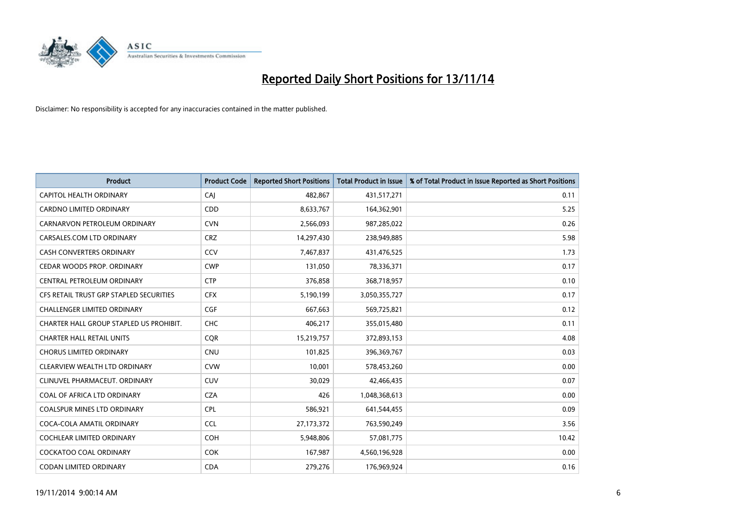# Reported Daily Short Positions for 13/11/14

Disclaimer: No responsibility is accepted for any inaccuracies contained in the matter published.

| Product | Product Code | Reported Short Positions | Total Product in Issue | % of Total Product in Issue Reported as Short Positions |
|---|---|---|---|---|
| CAPITOL HEALTH ORDINARY | CAJ | 482,867 | 431,517,271 | 0.11 |
| CARDNO LIMITED ORDINARY | CDD | 8,633,767 | 164,362,901 | 5.25 |
| CARNARVON PETROLEUM ORDINARY | CVN | 2,566,093 | 987,285,022 | 0.26 |
| CARSALES.COM LTD ORDINARY | CRZ | 14,297,430 | 238,949,885 | 5.98 |
| CASH CONVERTERS ORDINARY | CCV | 7,467,837 | 431,476,525 | 1.73 |
| CEDAR WOODS PROP. ORDINARY | CWP | 131,050 | 78,336,371 | 0.17 |
| CENTRAL PETROLEUM ORDINARY | CTP | 376,858 | 368,718,957 | 0.10 |
| CFS RETAIL TRUST GRP STAPLED SECURITIES | CFX | 5,190,199 | 3,050,355,727 | 0.17 |
| CHALLENGER LIMITED ORDINARY | CGF | 667,663 | 569,725,821 | 0.12 |
| CHARTER HALL GROUP STAPLED US PROHIBIT. | CHC | 406,217 | 355,015,480 | 0.11 |
| CHARTER HALL RETAIL UNITS | CQR | 15,219,757 | 372,893,153 | 4.08 |
| CHORUS LIMITED ORDINARY | CNU | 101,825 | 396,369,767 | 0.03 |
| CLEARVIEW WEALTH LTD ORDINARY | CVW | 10,001 | 578,453,260 | 0.00 |
| CLINUVEL PHARMACEUT. ORDINARY | CUV | 30,029 | 42,466,435 | 0.07 |
| COAL OF AFRICA LTD ORDINARY | CZA | 426 | 1,048,368,613 | 0.00 |
| COALSPUR MINES LTD ORDINARY | CPL | 586,921 | 641,544,455 | 0.09 |
| COCA-COLA AMATIL ORDINARY | CCL | 27,173,372 | 763,590,249 | 3.56 |
| COCHLEAR LIMITED ORDINARY | COH | 5,948,806 | 57,081,775 | 10.42 |
| COCKATOO COAL ORDINARY | COK | 167,987 | 4,560,196,928 | 0.00 |
| CODAN LIMITED ORDINARY | CDA | 279,276 | 176,969,924 | 0.16 |

19/11/2014 9:00:14 AM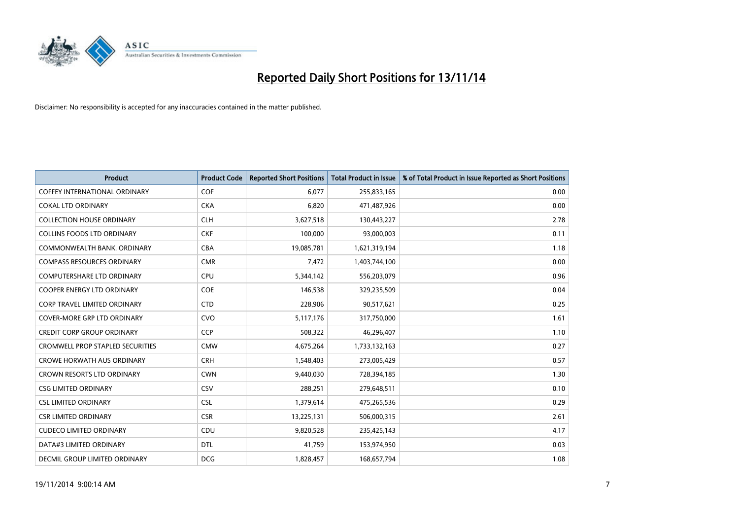# Reported Daily Short Positions for 13/11/14

Disclaimer: No responsibility is accepted for any inaccuracies contained in the matter published.

| Product | Product Code | Reported Short Positions | Total Product in Issue | % of Total Product in Issue Reported as Short Positions |
|---|---|---|---|---|
| COFFEY INTERNATIONAL ORDINARY | COF | 6,077 | 255,833,165 | 0.00 |
| COKAL LTD ORDINARY | CKA | 6,820 | 471,487,926 | 0.00 |
| COLLECTION HOUSE ORDINARY | CLH | 3,627,518 | 130,443,227 | 2.78 |
| COLLINS FOODS LTD ORDINARY | CKF | 100,000 | 93,000,003 | 0.11 |
| COMMONWEALTH BANK. ORDINARY | CBA | 19,085,781 | 1,621,319,194 | 1.18 |
| COMPASS RESOURCES ORDINARY | CMR | 7,472 | 1,403,744,100 | 0.00 |
| COMPUTERSHARE LTD ORDINARY | CPU | 5,344,142 | 556,203,079 | 0.96 |
| COOPER ENERGY LTD ORDINARY | COE | 146,538 | 329,235,509 | 0.04 |
| CORP TRAVEL LIMITED ORDINARY | CTD | 228,906 | 90,517,621 | 0.25 |
| COVER-MORE GRP LTD ORDINARY | CVO | 5,117,176 | 317,750,000 | 1.61 |
| CREDIT CORP GROUP ORDINARY | CCP | 508,322 | 46,296,407 | 1.10 |
| CROMWELL PROP STAPLED SECURITIES | CMW | 4,675,264 | 1,733,132,163 | 0.27 |
| CROWE HORWATH AUS ORDINARY | CRH | 1,548,403 | 273,005,429 | 0.57 |
| CROWN RESORTS LTD ORDINARY | CWN | 9,440,030 | 728,394,185 | 1.30 |
| CSG LIMITED ORDINARY | CSV | 288,251 | 279,648,511 | 0.10 |
| CSL LIMITED ORDINARY | CSL | 1,379,614 | 475,265,536 | 0.29 |
| CSR LIMITED ORDINARY | CSR | 13,225,131 | 506,000,315 | 2.61 |
| CUDECO LIMITED ORDINARY | CDU | 9,820,528 | 235,425,143 | 4.17 |
| DATA#3 LIMITED ORDINARY | DTL | 41,759 | 153,974,950 | 0.03 |
| DECMIL GROUP LIMITED ORDINARY | DCG | 1,828,457 | 168,657,794 | 1.08 |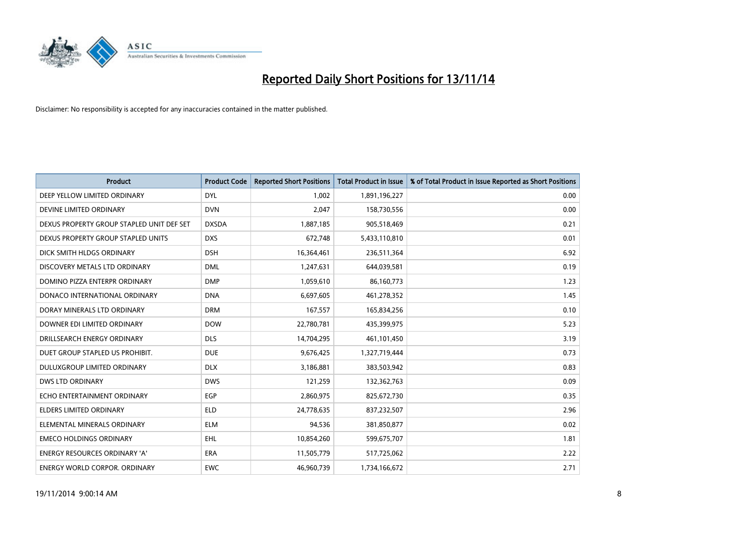# Reported Daily Short Positions for 13/11/14

Disclaimer: No responsibility is accepted for any inaccuracies contained in the matter published.

| Product | Product Code | Reported Short Positions | Total Product in Issue | % of Total Product in Issue Reported as Short Positions |
|---|---|---|---|---|
| DEEP YELLOW LIMITED ORDINARY | DYL | 1,002 | 1,891,196,227 | 0.00 |
| DEVINE LIMITED ORDINARY | DVN | 2,047 | 158,730,556 | 0.00 |
| DEXUS PROPERTY GROUP STAPLED UNIT DEF SET | DXSDA | 1,887,185 | 905,518,469 | 0.21 |
| DEXUS PROPERTY GROUP STAPLED UNITS | DXS | 672,748 | 5,433,110,810 | 0.01 |
| DICK SMITH HLDGS ORDINARY | DSH | 16,364,461 | 236,511,364 | 6.92 |
| DISCOVERY METALS LTD ORDINARY | DML | 1,247,631 | 644,039,581 | 0.19 |
| DOMINO PIZZA ENTERPR ORDINARY | DMP | 1,059,610 | 86,160,773 | 1.23 |
| DONACO INTERNATIONAL ORDINARY | DNA | 6,697,605 | 461,278,352 | 1.45 |
| DORAY MINERALS LTD ORDINARY | DRM | 167,557 | 165,834,256 | 0.10 |
| DOWNER EDI LIMITED ORDINARY | DOW | 22,780,781 | 435,399,975 | 5.23 |
| DRILLSEARCH ENERGY ORDINARY | DLS | 14,704,295 | 461,101,450 | 3.19 |
| DUET GROUP STAPLED US PROHIBIT. | DUE | 9,676,425 | 1,327,719,444 | 0.73 |
| DULUXGROUP LIMITED ORDINARY | DLX | 3,186,881 | 383,503,942 | 0.83 |
| DWS LTD ORDINARY | DWS | 121,259 | 132,362,763 | 0.09 |
| ECHO ENTERTAINMENT ORDINARY | EGP | 2,860,975 | 825,672,730 | 0.35 |
| ELDERS LIMITED ORDINARY | ELD | 24,778,635 | 837,232,507 | 2.96 |
| ELEMENTAL MINERALS ORDINARY | ELM | 94,536 | 381,850,877 | 0.02 |
| EMECO HOLDINGS ORDINARY | EHL | 10,854,260 | 599,675,707 | 1.81 |
| ENERGY RESOURCES ORDINARY 'A' | ERA | 11,505,779 | 517,725,062 | 2.22 |
| ENERGY WORLD CORPOR. ORDINARY | EWC | 46,960,739 | 1,734,166,672 | 2.71 |

19/11/2014 9:00:14 AM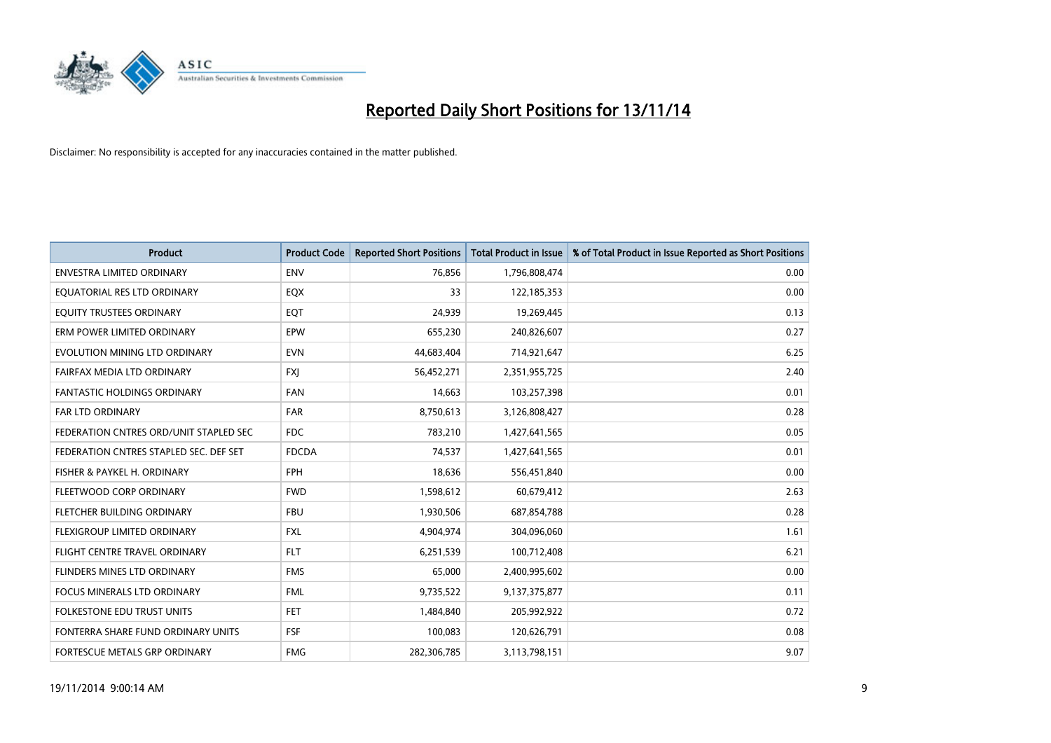# Reported Daily Short Positions for 13/11/14

Disclaimer: No responsibility is accepted for any inaccuracies contained in the matter published.

| Product | Product Code | Reported Short Positions | Total Product in Issue | % of Total Product in Issue Reported as Short Positions |
|---|---|---|---|---|
| ENVESTRA LIMITED ORDINARY | ENV | 76,856 | 1,796,808,474 | 0.00 |
| EQUATORIAL RES LTD ORDINARY | EQX | 33 | 122,185,353 | 0.00 |
| EQUITY TRUSTEES ORDINARY | EQT | 24,939 | 19,269,445 | 0.13 |
| ERM POWER LIMITED ORDINARY | EPW | 655,230 | 240,826,607 | 0.27 |
| EVOLUTION MINING LTD ORDINARY | EVN | 44,683,404 | 714,921,647 | 6.25 |
| FAIRFAX MEDIA LTD ORDINARY | FXJ | 56,452,271 | 2,351,955,725 | 2.40 |
| FANTASTIC HOLDINGS ORDINARY | FAN | 14,663 | 103,257,398 | 0.01 |
| FAR LTD ORDINARY | FAR | 8,750,613 | 3,126,808,427 | 0.28 |
| FEDERATION CNTRES ORD/UNIT STAPLED SEC | FDC | 783,210 | 1,427,641,565 | 0.05 |
| FEDERATION CNTRES STAPLED SEC. DEF SET | FDCDA | 74,537 | 1,427,641,565 | 0.01 |
| FISHER & PAYKEL H. ORDINARY | FPH | 18,636 | 556,451,840 | 0.00 |
| FLEETWOOD CORP ORDINARY | FWD | 1,598,612 | 60,679,412 | 2.63 |
| FLETCHER BUILDING ORDINARY | FBU | 1,930,506 | 687,854,788 | 0.28 |
| FLEXIGROUP LIMITED ORDINARY | FXL | 4,904,974 | 304,096,060 | 1.61 |
| FLIGHT CENTRE TRAVEL ORDINARY | FLT | 6,251,539 | 100,712,408 | 6.21 |
| FLINDERS MINES LTD ORDINARY | FMS | 65,000 | 2,400,995,602 | 0.00 |
| FOCUS MINERALS LTD ORDINARY | FML | 9,735,522 | 9,137,375,877 | 0.11 |
| FOLKESTONE EDU TRUST UNITS | FET | 1,484,840 | 205,992,922 | 0.72 |
| FONTERRA SHARE FUND ORDINARY UNITS | FSF | 100,083 | 120,626,791 | 0.08 |
| FORTESCUE METALS GRP ORDINARY | FMG | 282,306,785 | 3,113,798,151 | 9.07 |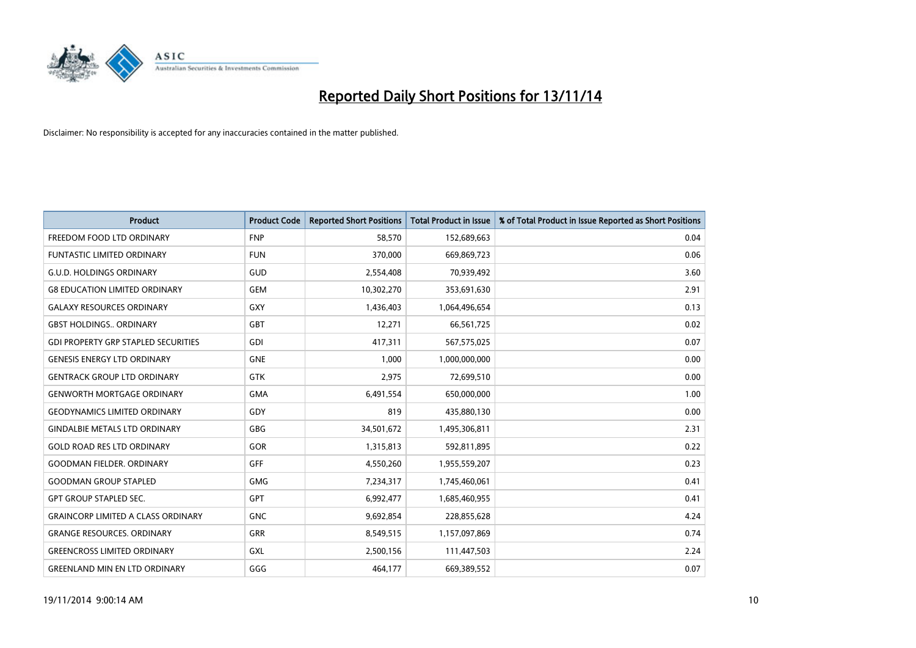# Reported Daily Short Positions for 13/11/14

Disclaimer: No responsibility is accepted for any inaccuracies contained in the matter published.

| Product | Product Code | Reported Short Positions | Total Product in Issue | % of Total Product in Issue Reported as Short Positions |
|---|---|---|---|---|
| FREEDOM FOOD LTD ORDINARY | FNP | 58,570 | 152,689,663 | 0.04 |
| FUNTASTIC LIMITED ORDINARY | FUN | 370,000 | 669,869,723 | 0.06 |
| G.U.D. HOLDINGS ORDINARY | GUD | 2,554,408 | 70,939,492 | 3.60 |
| G8 EDUCATION LIMITED ORDINARY | GEM | 10,302,270 | 353,691,630 | 2.91 |
| GALAXY RESOURCES ORDINARY | GXY | 1,436,403 | 1,064,496,654 | 0.13 |
| GBST HOLDINGS.. ORDINARY | GBT | 12,271 | 66,561,725 | 0.02 |
| GDI PROPERTY GRP STAPLED SECURITIES | GDI | 417,311 | 567,575,025 | 0.07 |
| GENESIS ENERGY LTD ORDINARY | GNE | 1,000 | 1,000,000,000 | 0.00 |
| GENTRACK GROUP LTD ORDINARY | GTK | 2,975 | 72,699,510 | 0.00 |
| GENWORTH MORTGAGE ORDINARY | GMA | 6,491,554 | 650,000,000 | 1.00 |
| GEODYNAMICS LIMITED ORDINARY | GDY | 819 | 435,880,130 | 0.00 |
| GINDALBIE METALS LTD ORDINARY | GBG | 34,501,672 | 1,495,306,811 | 2.31 |
| GOLD ROAD RES LTD ORDINARY | GOR | 1,315,813 | 592,811,895 | 0.22 |
| GOODMAN FIELDER. ORDINARY | GFF | 4,550,260 | 1,955,559,207 | 0.23 |
| GOODMAN GROUP STAPLED | GMG | 7,234,317 | 1,745,460,061 | 0.41 |
| GPT GROUP STAPLED SEC. | GPT | 6,992,477 | 1,685,460,955 | 0.41 |
| GRAINCORP LIMITED A CLASS ORDINARY | GNC | 9,692,854 | 228,855,628 | 4.24 |
| GRANGE RESOURCES. ORDINARY | GRR | 8,549,515 | 1,157,097,869 | 0.74 |
| GREENCROSS LIMITED ORDINARY | GXL | 2,500,156 | 111,447,503 | 2.24 |
| GREENLAND MIN EN LTD ORDINARY | GGG | 464,177 | 669,389,552 | 0.07 |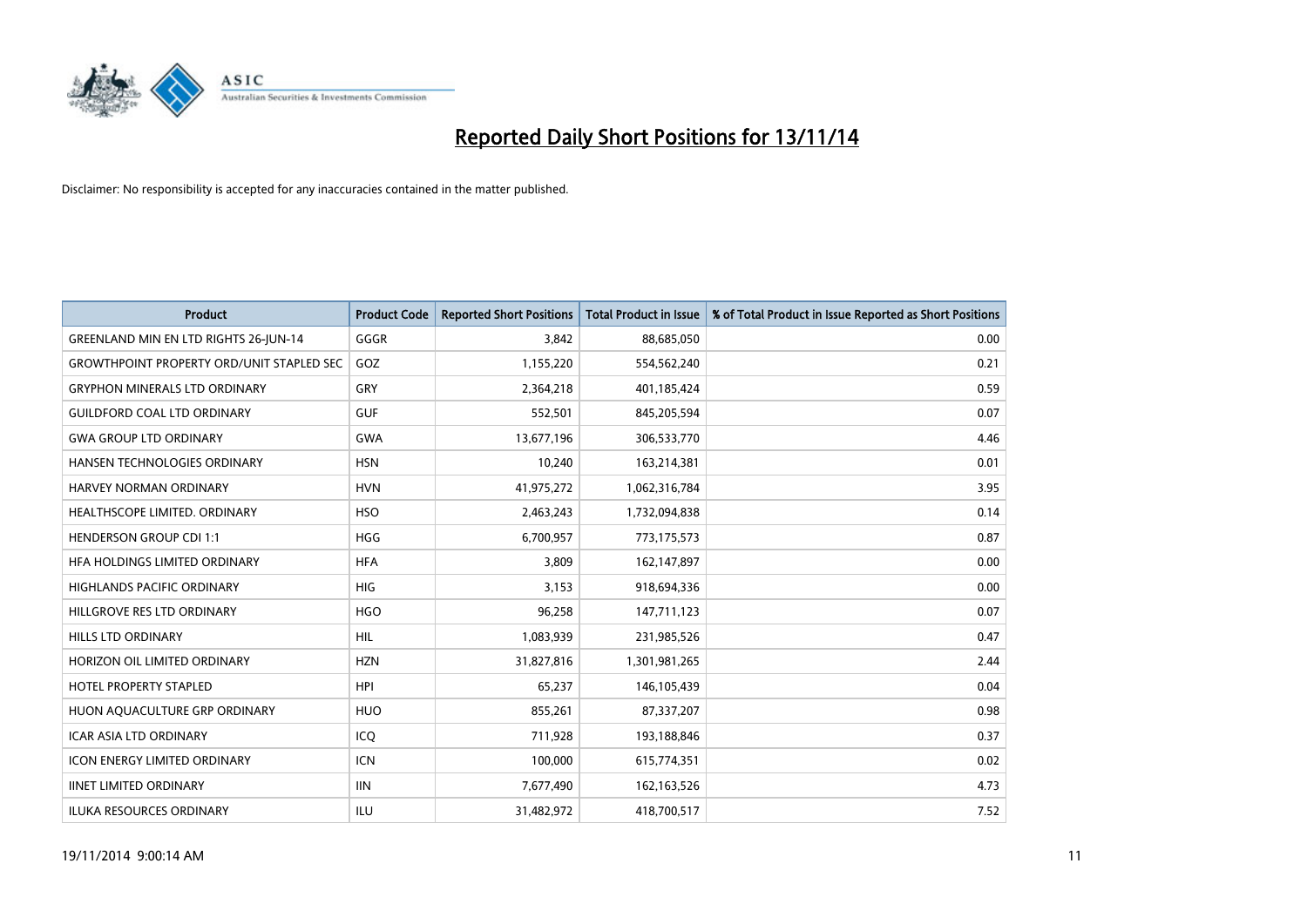# Reported Daily Short Positions for 13/11/14

Disclaimer: No responsibility is accepted for any inaccuracies contained in the matter published.

| Product | Product Code | Reported Short Positions | Total Product in Issue | % of Total Product in Issue Reported as Short Positions |
|---|---|---|---|---|
| GREENLAND MIN EN LTD RIGHTS 26-JUN-14 | GGGR | 3,842 | 88,685,050 | 0.00 |
| GROWTHPOINT PROPERTY ORD/UNIT STAPLED SEC | GOZ | 1,155,220 | 554,562,240 | 0.21 |
| GRYPHON MINERALS LTD ORDINARY | GRY | 2,364,218 | 401,185,424 | 0.59 |
| GUILDFORD COAL LTD ORDINARY | GUF | 552,501 | 845,205,594 | 0.07 |
| GWA GROUP LTD ORDINARY | GWA | 13,677,196 | 306,533,770 | 4.46 |
| HANSEN TECHNOLOGIES ORDINARY | HSN | 10,240 | 163,214,381 | 0.01 |
| HARVEY NORMAN ORDINARY | HVN | 41,975,272 | 1,062,316,784 | 3.95 |
| HEALTHSCOPE LIMITED. ORDINARY | HSO | 2,463,243 | 1,732,094,838 | 0.14 |
| HENDERSON GROUP CDI 1:1 | HGG | 6,700,957 | 773,175,573 | 0.87 |
| HFA HOLDINGS LIMITED ORDINARY | HFA | 3,809 | 162,147,897 | 0.00 |
| HIGHLANDS PACIFIC ORDINARY | HIG | 3,153 | 918,694,336 | 0.00 |
| HILLGROVE RES LTD ORDINARY | HGO | 96,258 | 147,711,123 | 0.07 |
| HILLS LTD ORDINARY | HIL | 1,083,939 | 231,985,526 | 0.47 |
| HORIZON OIL LIMITED ORDINARY | HZN | 31,827,816 | 1,301,981,265 | 2.44 |
| HOTEL PROPERTY STAPLED | HPI | 65,237 | 146,105,439 | 0.04 |
| HUON AQUACULTURE GRP ORDINARY | HUO | 855,261 | 87,337,207 | 0.98 |
| ICAR ASIA LTD ORDINARY | ICQ | 711,928 | 193,188,846 | 0.37 |
| ICON ENERGY LIMITED ORDINARY | ICN | 100,000 | 615,774,351 | 0.02 |
| IINET LIMITED ORDINARY | IIN | 7,677,490 | 162,163,526 | 4.73 |
| ILUKA RESOURCES ORDINARY | ILU | 31,482,972 | 418,700,517 | 7.52 |

19/11/2014 9:00:14 AM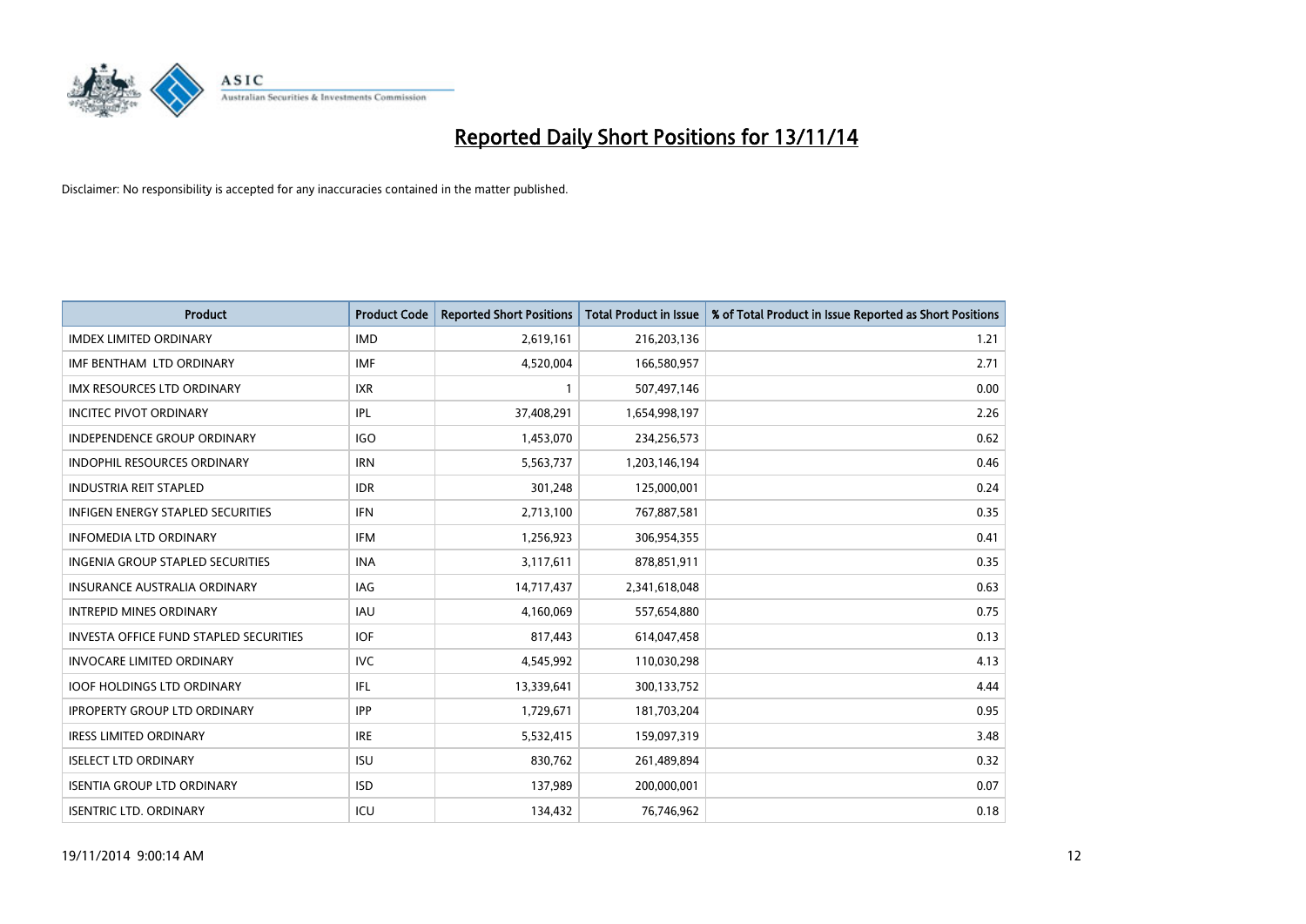# Reported Daily Short Positions for 13/11/14

Disclaimer: No responsibility is accepted for any inaccuracies contained in the matter published.

| Product | Product Code | Reported Short Positions | Total Product in Issue | % of Total Product in Issue Reported as Short Positions |
|---|---|---|---|---|
| IMDEX LIMITED ORDINARY | IMD | 2,619,161 | 216,203,136 | 1.21 |
| IMF BENTHAM LTD ORDINARY | IMF | 4,520,004 | 166,580,957 | 2.71 |
| IMX RESOURCES LTD ORDINARY | IXR | 1 | 507,497,146 | 0.00 |
| INCITEC PIVOT ORDINARY | IPL | 37,408,291 | 1,654,998,197 | 2.26 |
| INDEPENDENCE GROUP ORDINARY | IGO | 1,453,070 | 234,256,573 | 0.62 |
| INDOPHIL RESOURCES ORDINARY | IRN | 5,563,737 | 1,203,146,194 | 0.46 |
| INDUSTRIA REIT STAPLED | IDR | 301,248 | 125,000,001 | 0.24 |
| INFIGEN ENERGY STAPLED SECURITIES | IFN | 2,713,100 | 767,887,581 | 0.35 |
| INFOMEDIA LTD ORDINARY | IFM | 1,256,923 | 306,954,355 | 0.41 |
| INGENIA GROUP STAPLED SECURITIES | INA | 3,117,611 | 878,851,911 | 0.35 |
| INSURANCE AUSTRALIA ORDINARY | IAG | 14,717,437 | 2,341,618,048 | 0.63 |
| INTREPID MINES ORDINARY | IAU | 4,160,069 | 557,654,880 | 0.75 |
| INVESTA OFFICE FUND STAPLED SECURITIES | IOF | 817,443 | 614,047,458 | 0.13 |
| INVOCARE LIMITED ORDINARY | IVC | 4,545,992 | 110,030,298 | 4.13 |
| IOOF HOLDINGS LTD ORDINARY | IFL | 13,339,641 | 300,133,752 | 4.44 |
| IPROPERTY GROUP LTD ORDINARY | IPP | 1,729,671 | 181,703,204 | 0.95 |
| IRESS LIMITED ORDINARY | IRE | 5,532,415 | 159,097,319 | 3.48 |
| ISELECT LTD ORDINARY | ISU | 830,762 | 261,489,894 | 0.32 |
| ISENTIA GROUP LTD ORDINARY | ISD | 137,989 | 200,000,001 | 0.07 |
| ISENTRIC LTD. ORDINARY | ICU | 134,432 | 76,746,962 | 0.18 |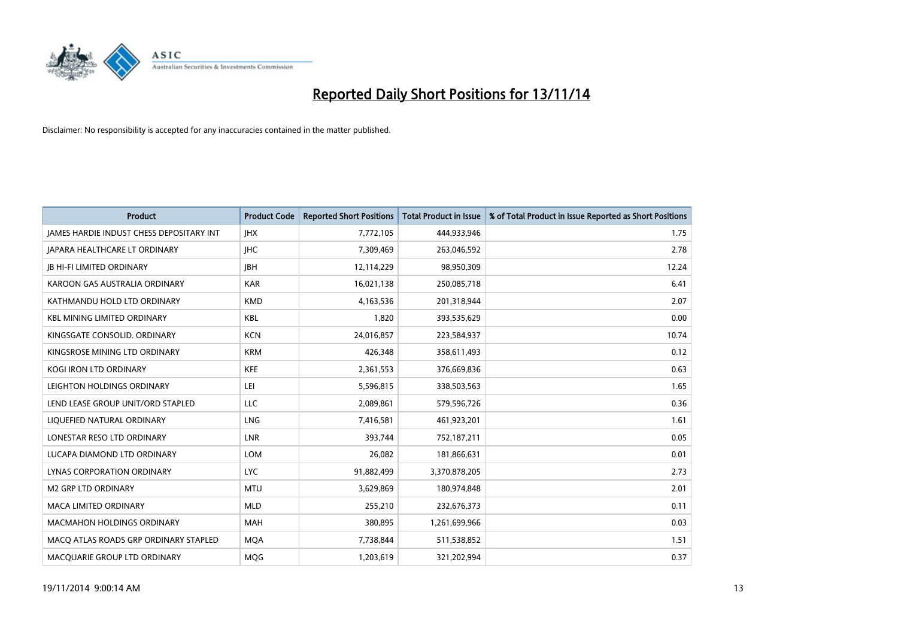# Reported Daily Short Positions for 13/11/14

Disclaimer: No responsibility is accepted for any inaccuracies contained in the matter published.

| Product | Product Code | Reported Short Positions | Total Product in Issue | % of Total Product in Issue Reported as Short Positions |
|---|---|---|---|---|
| JAMES HARDIE INDUST CHESS DEPOSITARY INT | JHX | 7,772,105 | 444,933,946 | 1.75 |
| JAPARA HEALTHCARE LT ORDINARY | JHC | 7,309,469 | 263,046,592 | 2.78 |
| JB HI-FI LIMITED ORDINARY | JBH | 12,114,229 | 98,950,309 | 12.24 |
| KAROON GAS AUSTRALIA ORDINARY | KAR | 16,021,138 | 250,085,718 | 6.41 |
| KATHMANDU HOLD LTD ORDINARY | KMD | 4,163,536 | 201,318,944 | 2.07 |
| KBL MINING LIMITED ORDINARY | KBL | 1,820 | 393,535,629 | 0.00 |
| KINGSGATE CONSOLID. ORDINARY | KCN | 24,016,857 | 223,584,937 | 10.74 |
| KINGSROSE MINING LTD ORDINARY | KRM | 426,348 | 358,611,493 | 0.12 |
| KOGI IRON LTD ORDINARY | KFE | 2,361,553 | 376,669,836 | 0.63 |
| LEIGHTON HOLDINGS ORDINARY | LEI | 5,596,815 | 338,503,563 | 1.65 |
| LEND LEASE GROUP UNIT/ORD STAPLED | LLC | 2,089,861 | 579,596,726 | 0.36 |
| LIQUEFIED NATURAL ORDINARY | LNG | 7,416,581 | 461,923,201 | 1.61 |
| LONESTAR RESO LTD ORDINARY | LNR | 393,744 | 752,187,211 | 0.05 |
| LUCAPA DIAMOND LTD ORDINARY | LOM | 26,082 | 181,866,631 | 0.01 |
| LYNAS CORPORATION ORDINARY | LYC | 91,882,499 | 3,370,878,205 | 2.73 |
| M2 GRP LTD ORDINARY | MTU | 3,629,869 | 180,974,848 | 2.01 |
| MACA LIMITED ORDINARY | MLD | 255,210 | 232,676,373 | 0.11 |
| MACMAHON HOLDINGS ORDINARY | MAH | 380,895 | 1,261,699,966 | 0.03 |
| MACQ ATLAS ROADS GRP ORDINARY STAPLED | MQA | 7,738,844 | 511,538,852 | 1.51 |
| MACQUARIE GROUP LTD ORDINARY | MQG | 1,203,619 | 321,202,994 | 0.37 |

19/11/2014 9:00:14 AM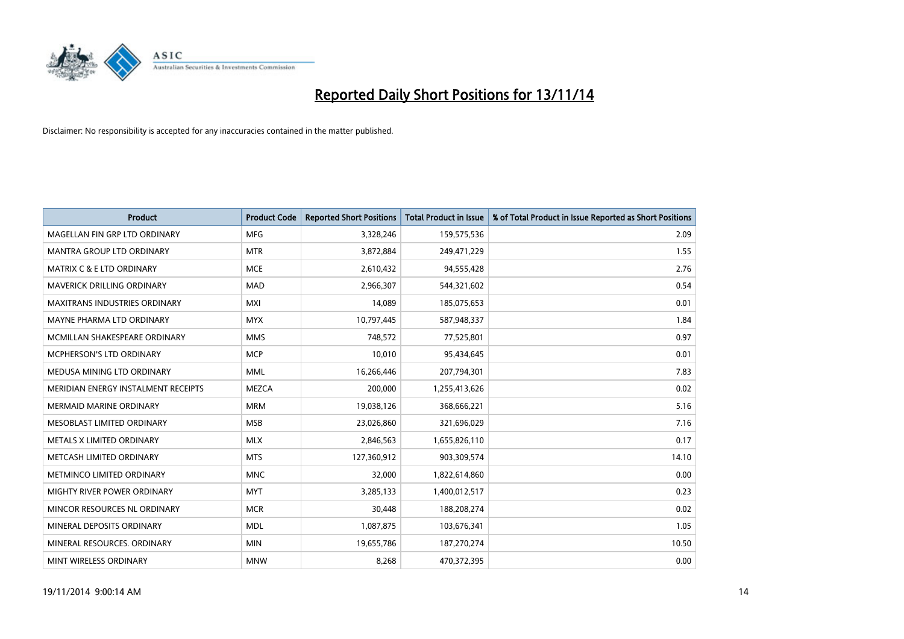# Reported Daily Short Positions for 13/11/14

Disclaimer: No responsibility is accepted for any inaccuracies contained in the matter published.

| Product | Product Code | Reported Short Positions | Total Product in Issue | % of Total Product in Issue Reported as Short Positions |
|---|---|---|---|---|
| MAGELLAN FIN GRP LTD ORDINARY | MFG | 3,328,246 | 159,575,536 | 2.09 |
| MANTRA GROUP LTD ORDINARY | MTR | 3,872,884 | 249,471,229 | 1.55 |
| MATRIX C & E LTD ORDINARY | MCE | 2,610,432 | 94,555,428 | 2.76 |
| MAVERICK DRILLING ORDINARY | MAD | 2,966,307 | 544,321,602 | 0.54 |
| MAXITRANS INDUSTRIES ORDINARY | MXI | 14,089 | 185,075,653 | 0.01 |
| MAYNE PHARMA LTD ORDINARY | MYX | 10,797,445 | 587,948,337 | 1.84 |
| MCMILLAN SHAKESPEARE ORDINARY | MMS | 748,572 | 77,525,801 | 0.97 |
| MCPHERSON'S LTD ORDINARY | MCP | 10,010 | 95,434,645 | 0.01 |
| MEDUSA MINING LTD ORDINARY | MML | 16,266,446 | 207,794,301 | 7.83 |
| MERIDIAN ENERGY INSTALMENT RECEIPTS | MEZCA | 200,000 | 1,255,413,626 | 0.02 |
| MERMAID MARINE ORDINARY | MRM | 19,038,126 | 368,666,221 | 5.16 |
| MESOBLAST LIMITED ORDINARY | MSB | 23,026,860 | 321,696,029 | 7.16 |
| METALS X LIMITED ORDINARY | MLX | 2,846,563 | 1,655,826,110 | 0.17 |
| METCASH LIMITED ORDINARY | MTS | 127,360,912 | 903,309,574 | 14.10 |
| METMINCO LIMITED ORDINARY | MNC | 32,000 | 1,822,614,860 | 0.00 |
| MIGHTY RIVER POWER ORDINARY | MYT | 3,285,133 | 1,400,012,517 | 0.23 |
| MINCOR RESOURCES NL ORDINARY | MCR | 30,448 | 188,208,274 | 0.02 |
| MINERAL DEPOSITS ORDINARY | MDL | 1,087,875 | 103,676,341 | 1.05 |
| MINERAL RESOURCES. ORDINARY | MIN | 19,655,786 | 187,270,274 | 10.50 |
| MINT WIRELESS ORDINARY | MNW | 8,268 | 470,372,395 | 0.00 |

19/11/2014 9:00:14 AM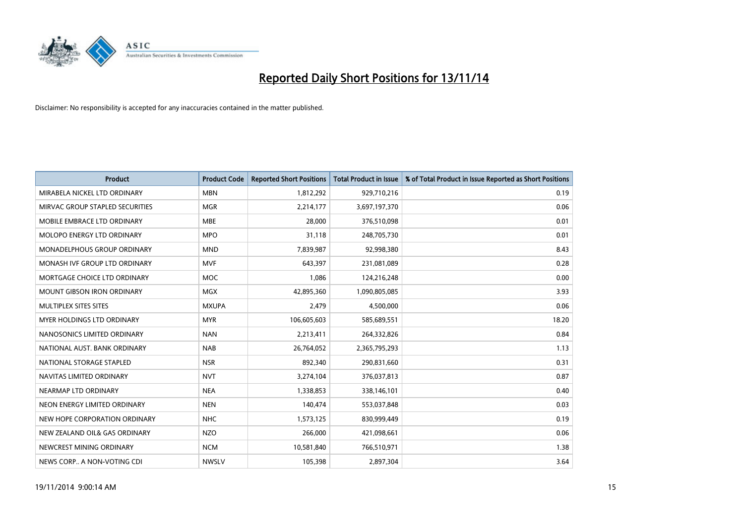# Reported Daily Short Positions for 13/11/14

Disclaimer: No responsibility is accepted for any inaccuracies contained in the matter published.

| Product | Product Code | Reported Short Positions | Total Product in Issue | % of Total Product in Issue Reported as Short Positions |
|---|---|---|---|---|
| MIRABELA NICKEL LTD ORDINARY | MBN | 1,812,292 | 929,710,216 | 0.19 |
| MIRVAC GROUP STAPLED SECURITIES | MGR | 2,214,177 | 3,697,197,370 | 0.06 |
| MOBILE EMBRACE LTD ORDINARY | MBE | 28,000 | 376,510,098 | 0.01 |
| MOLOPO ENERGY LTD ORDINARY | MPO | 31,118 | 248,705,730 | 0.01 |
| MONADELPHOUS GROUP ORDINARY | MND | 7,839,987 | 92,998,380 | 8.43 |
| MONASH IVF GROUP LTD ORDINARY | MVF | 643,397 | 231,081,089 | 0.28 |
| MORTGAGE CHOICE LTD ORDINARY | MOC | 1,086 | 124,216,248 | 0.00 |
| MOUNT GIBSON IRON ORDINARY | MGX | 42,895,360 | 1,090,805,085 | 3.93 |
| MULTIPLEX SITES SITES | MXUPA | 2,479 | 4,500,000 | 0.06 |
| MYER HOLDINGS LTD ORDINARY | MYR | 106,605,603 | 585,689,551 | 18.20 |
| NANOSONICS LIMITED ORDINARY | NAN | 2,213,411 | 264,332,826 | 0.84 |
| NATIONAL AUST. BANK ORDINARY | NAB | 26,764,052 | 2,365,795,293 | 1.13 |
| NATIONAL STORAGE STAPLED | NSR | 892,340 | 290,831,660 | 0.31 |
| NAVITAS LIMITED ORDINARY | NVT | 3,274,104 | 376,037,813 | 0.87 |
| NEARMAP LTD ORDINARY | NEA | 1,338,853 | 338,146,101 | 0.40 |
| NEON ENERGY LIMITED ORDINARY | NEN | 140,474 | 553,037,848 | 0.03 |
| NEW HOPE CORPORATION ORDINARY | NHC | 1,573,125 | 830,999,449 | 0.19 |
| NEW ZEALAND OIL& GAS ORDINARY | NZO | 266,000 | 421,098,661 | 0.06 |
| NEWCREST MINING ORDINARY | NCM | 10,581,840 | 766,510,971 | 1.38 |
| NEWS CORP.. A NON-VOTING CDI | NWSLV | 105,398 | 2,897,304 | 3.64 |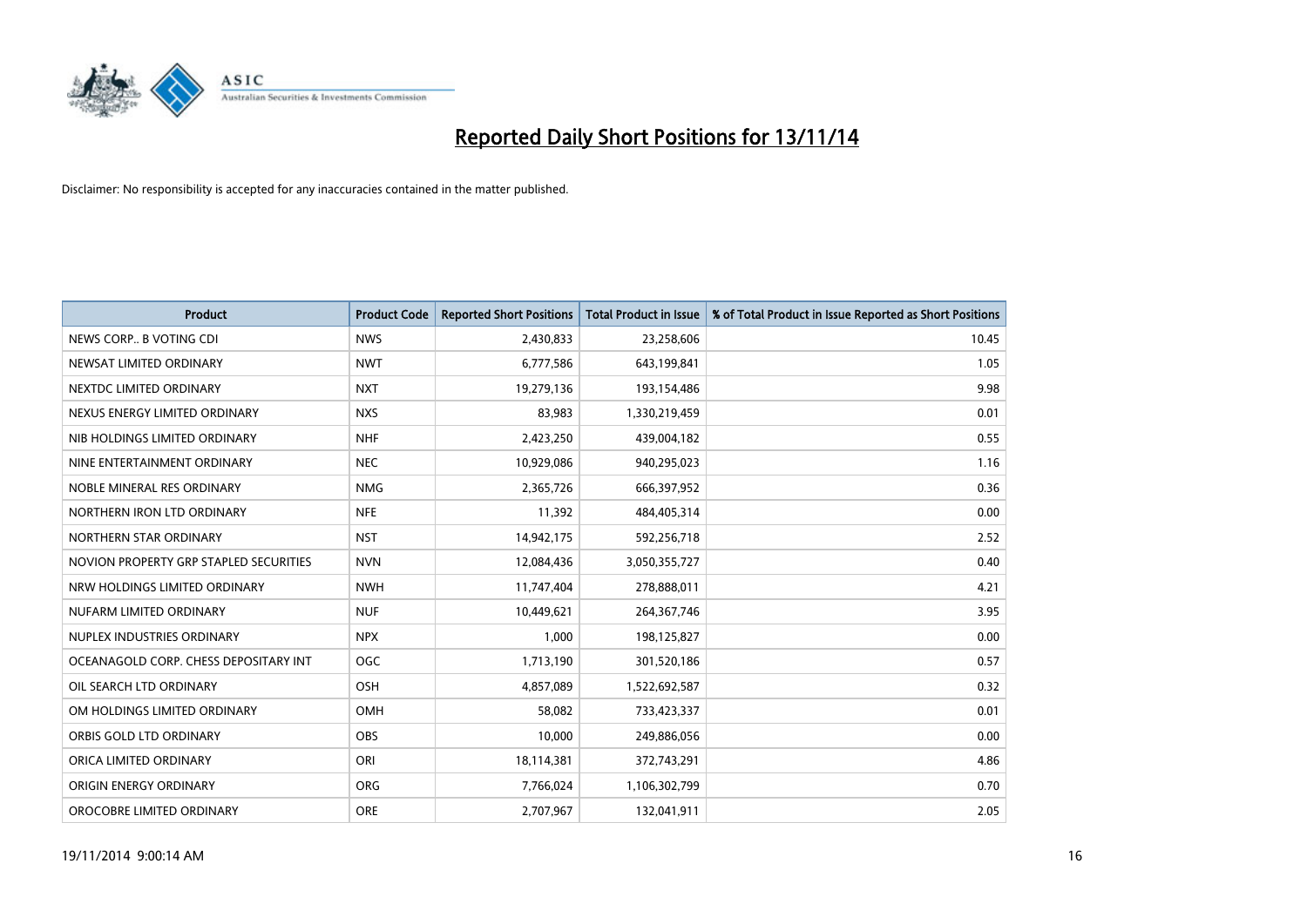# Reported Daily Short Positions for 13/11/14

Disclaimer: No responsibility is accepted for any inaccuracies contained in the matter published.

| Product | Product Code | Reported Short Positions | Total Product in Issue | % of Total Product in Issue Reported as Short Positions |
|---|---|---|---|---|
| NEWS CORP.. B VOTING CDI | NWS | 2,430,833 | 23,258,606 | 10.45 |
| NEWSAT LIMITED ORDINARY | NWT | 6,777,586 | 643,199,841 | 1.05 |
| NEXTDC LIMITED ORDINARY | NXT | 19,279,136 | 193,154,486 | 9.98 |
| NEXUS ENERGY LIMITED ORDINARY | NXS | 83,983 | 1,330,219,459 | 0.01 |
| NIB HOLDINGS LIMITED ORDINARY | NHF | 2,423,250 | 439,004,182 | 0.55 |
| NINE ENTERTAINMENT ORDINARY | NEC | 10,929,086 | 940,295,023 | 1.16 |
| NOBLE MINERAL RES ORDINARY | NMG | 2,365,726 | 666,397,952 | 0.36 |
| NORTHERN IRON LTD ORDINARY | NFE | 11,392 | 484,405,314 | 0.00 |
| NORTHERN STAR ORDINARY | NST | 14,942,175 | 592,256,718 | 2.52 |
| NOVION PROPERTY GRP STAPLED SECURITIES | NVN | 12,084,436 | 3,050,355,727 | 0.40 |
| NRW HOLDINGS LIMITED ORDINARY | NWH | 11,747,404 | 278,888,011 | 4.21 |
| NUFARM LIMITED ORDINARY | NUF | 10,449,621 | 264,367,746 | 3.95 |
| NUPLEX INDUSTRIES ORDINARY | NPX | 1,000 | 198,125,827 | 0.00 |
| OCEANAGOLD CORP. CHESS DEPOSITARY INT | OGC | 1,713,190 | 301,520,186 | 0.57 |
| OIL SEARCH LTD ORDINARY | OSH | 4,857,089 | 1,522,692,587 | 0.32 |
| OM HOLDINGS LIMITED ORDINARY | OMH | 58,082 | 733,423,337 | 0.01 |
| ORBIS GOLD LTD ORDINARY | OBS | 10,000 | 249,886,056 | 0.00 |
| ORICA LIMITED ORDINARY | ORI | 18,114,381 | 372,743,291 | 4.86 |
| ORIGIN ENERGY ORDINARY | ORG | 7,766,024 | 1,106,302,799 | 0.70 |
| OROCOBRE LIMITED ORDINARY | ORE | 2,707,967 | 132,041,911 | 2.05 |

19/11/2014 9:00:14 AM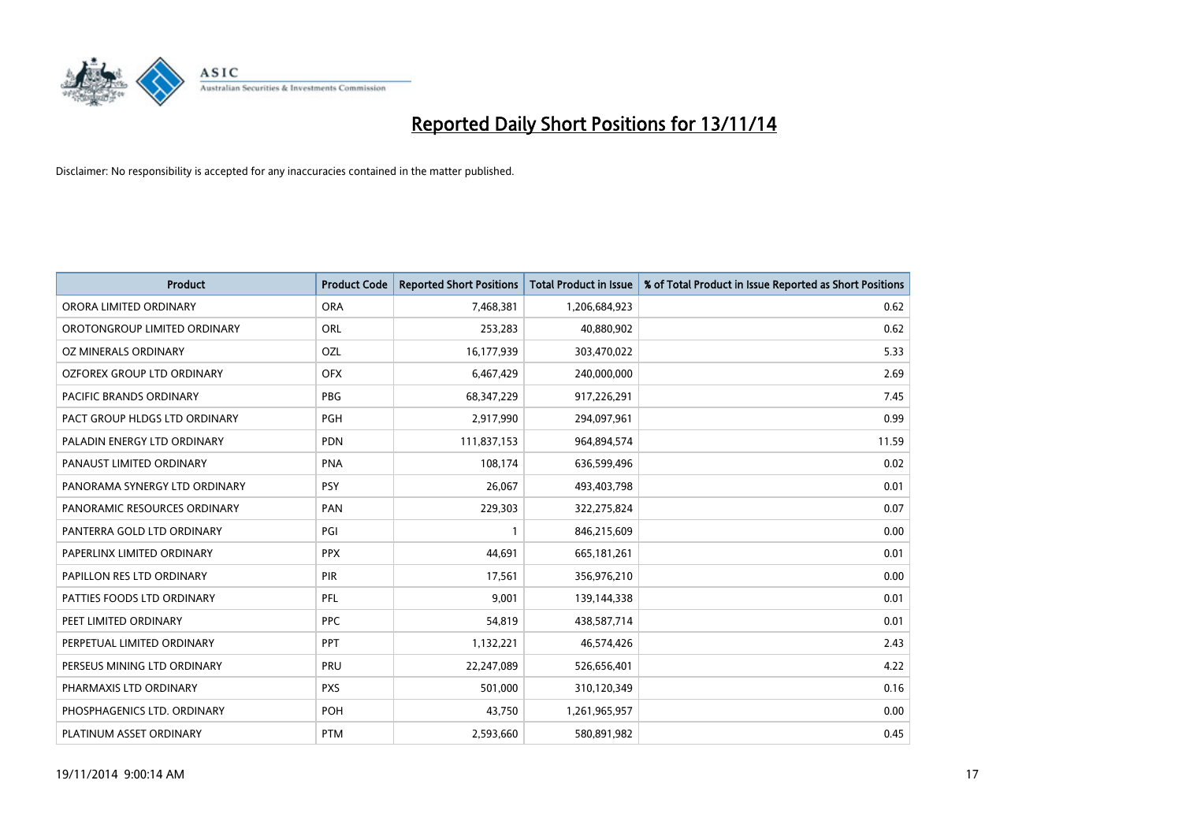# Reported Daily Short Positions for 13/11/14

Disclaimer: No responsibility is accepted for any inaccuracies contained in the matter published.

| Product | Product Code | Reported Short Positions | Total Product in Issue | % of Total Product in Issue Reported as Short Positions |
|---|---|---|---|---|
| ORORA LIMITED ORDINARY | ORA | 7,468,381 | 1,206,684,923 | 0.62 |
| OROTONGROUP LIMITED ORDINARY | ORL | 253,283 | 40,880,902 | 0.62 |
| OZ MINERALS ORDINARY | OZL | 16,177,939 | 303,470,022 | 5.33 |
| OZFOREX GROUP LTD ORDINARY | OFX | 6,467,429 | 240,000,000 | 2.69 |
| PACIFIC BRANDS ORDINARY | PBG | 68,347,229 | 917,226,291 | 7.45 |
| PACT GROUP HLDGS LTD ORDINARY | PGH | 2,917,990 | 294,097,961 | 0.99 |
| PALADIN ENERGY LTD ORDINARY | PDN | 111,837,153 | 964,894,574 | 11.59 |
| PANAUST LIMITED ORDINARY | PNA | 108,174 | 636,599,496 | 0.02 |
| PANORAMA SYNERGY LTD ORDINARY | PSY | 26,067 | 493,403,798 | 0.01 |
| PANORAMIC RESOURCES ORDINARY | PAN | 229,303 | 322,275,824 | 0.07 |
| PANTERRA GOLD LTD ORDINARY | PGI | 1 | 846,215,609 | 0.00 |
| PAPERLINX LIMITED ORDINARY | PPX | 44,691 | 665,181,261 | 0.01 |
| PAPILLON RES LTD ORDINARY | PIR | 17,561 | 356,976,210 | 0.00 |
| PATTIES FOODS LTD ORDINARY | PFL | 9,001 | 139,144,338 | 0.01 |
| PEET LIMITED ORDINARY | PPC | 54,819 | 438,587,714 | 0.01 |
| PERPETUAL LIMITED ORDINARY | PPT | 1,132,221 | 46,574,426 | 2.43 |
| PERSEUS MINING LTD ORDINARY | PRU | 22,247,089 | 526,656,401 | 4.22 |
| PHARMAXIS LTD ORDINARY | PXS | 501,000 | 310,120,349 | 0.16 |
| PHOSPHAGENICS LTD. ORDINARY | POH | 43,750 | 1,261,965,957 | 0.00 |
| PLATINUM ASSET ORDINARY | PTM | 2,593,660 | 580,891,982 | 0.45 |

19/11/2014 9:00:14 AM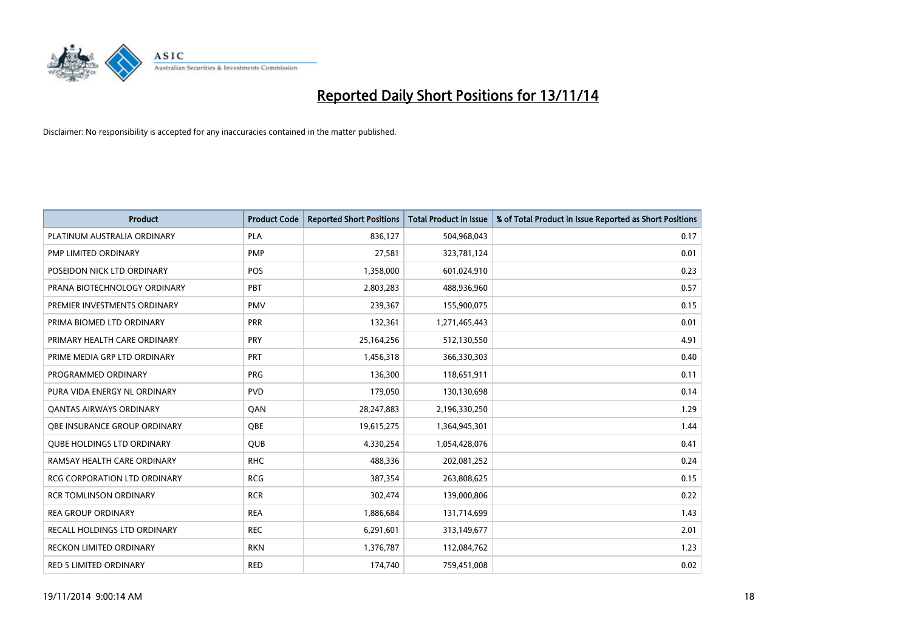# Reported Daily Short Positions for 13/11/14

Disclaimer: No responsibility is accepted for any inaccuracies contained in the matter published.

| Product | Product Code | Reported Short Positions | Total Product in Issue | % of Total Product in Issue Reported as Short Positions |
|---|---|---|---|---|
| PLATINUM AUSTRALIA ORDINARY | PLA | 836,127 | 504,968,043 | 0.17 |
| PMP LIMITED ORDINARY | PMP | 27,581 | 323,781,124 | 0.01 |
| POSEIDON NICK LTD ORDINARY | POS | 1,358,000 | 601,024,910 | 0.23 |
| PRANA BIOTECHNOLOGY ORDINARY | PBT | 2,803,283 | 488,936,960 | 0.57 |
| PREMIER INVESTMENTS ORDINARY | PMV | 239,367 | 155,900,075 | 0.15 |
| PRIMA BIOMED LTD ORDINARY | PRR | 132,361 | 1,271,465,443 | 0.01 |
| PRIMARY HEALTH CARE ORDINARY | PRY | 25,164,256 | 512,130,550 | 4.91 |
| PRIME MEDIA GRP LTD ORDINARY | PRT | 1,456,318 | 366,330,303 | 0.40 |
| PROGRAMMED ORDINARY | PRG | 136,300 | 118,651,911 | 0.11 |
| PURA VIDA ENERGY NL ORDINARY | PVD | 179,050 | 130,130,698 | 0.14 |
| QANTAS AIRWAYS ORDINARY | QAN | 28,247,883 | 2,196,330,250 | 1.29 |
| QBE INSURANCE GROUP ORDINARY | QBE | 19,615,275 | 1,364,945,301 | 1.44 |
| QUBE HOLDINGS LTD ORDINARY | QUB | 4,330,254 | 1,054,428,076 | 0.41 |
| RAMSAY HEALTH CARE ORDINARY | RHC | 488,336 | 202,081,252 | 0.24 |
| RCG CORPORATION LTD ORDINARY | RCG | 387,354 | 263,808,625 | 0.15 |
| RCR TOMLINSON ORDINARY | RCR | 302,474 | 139,000,806 | 0.22 |
| REA GROUP ORDINARY | REA | 1,886,684 | 131,714,699 | 1.43 |
| RECALL HOLDINGS LTD ORDINARY | REC | 6,291,601 | 313,149,677 | 2.01 |
| RECKON LIMITED ORDINARY | RKN | 1,376,787 | 112,084,762 | 1.23 |
| RED 5 LIMITED ORDINARY | RED | 174,740 | 759,451,008 | 0.02 |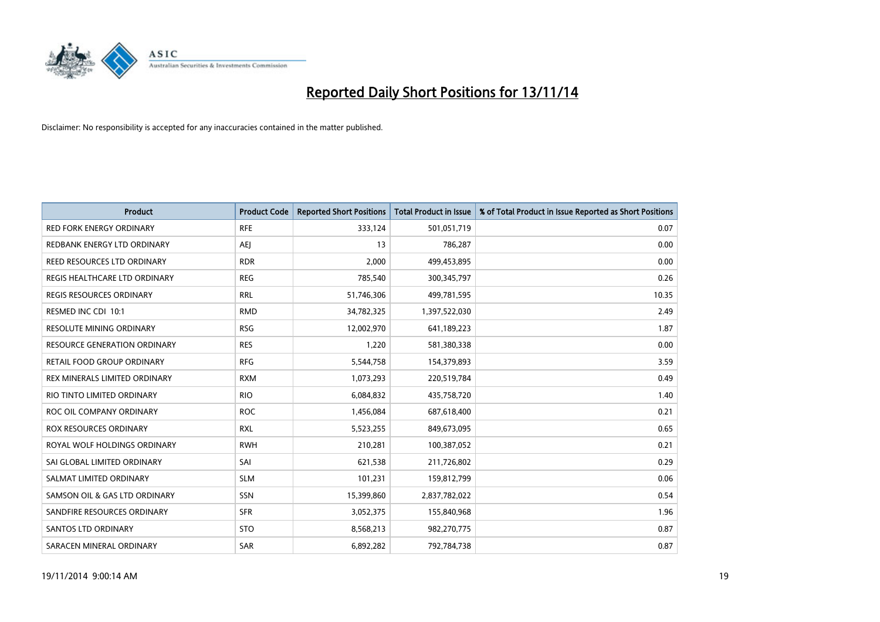# Reported Daily Short Positions for 13/11/14

Disclaimer: No responsibility is accepted for any inaccuracies contained in the matter published.

| Product | Product Code | Reported Short Positions | Total Product in Issue | % of Total Product in Issue Reported as Short Positions |
|---|---|---|---|---|
| RED FORK ENERGY ORDINARY | RFE | 333,124 | 501,051,719 | 0.07 |
| REDBANK ENERGY LTD ORDINARY | AEJ | 13 | 786,287 | 0.00 |
| REED RESOURCES LTD ORDINARY | RDR | 2,000 | 499,453,895 | 0.00 |
| REGIS HEALTHCARE LTD ORDINARY | REG | 785,540 | 300,345,797 | 0.26 |
| REGIS RESOURCES ORDINARY | RRL | 51,746,306 | 499,781,595 | 10.35 |
| RESMED INC CDI 10:1 | RMD | 34,782,325 | 1,397,522,030 | 2.49 |
| RESOLUTE MINING ORDINARY | RSG | 12,002,970 | 641,189,223 | 1.87 |
| RESOURCE GENERATION ORDINARY | RES | 1,220 | 581,380,338 | 0.00 |
| RETAIL FOOD GROUP ORDINARY | RFG | 5,544,758 | 154,379,893 | 3.59 |
| REX MINERALS LIMITED ORDINARY | RXM | 1,073,293 | 220,519,784 | 0.49 |
| RIO TINTO LIMITED ORDINARY | RIO | 6,084,832 | 435,758,720 | 1.40 |
| ROC OIL COMPANY ORDINARY | ROC | 1,456,084 | 687,618,400 | 0.21 |
| ROX RESOURCES ORDINARY | RXL | 5,523,255 | 849,673,095 | 0.65 |
| ROYAL WOLF HOLDINGS ORDINARY | RWH | 210,281 | 100,387,052 | 0.21 |
| SAI GLOBAL LIMITED ORDINARY | SAI | 621,538 | 211,726,802 | 0.29 |
| SALMAT LIMITED ORDINARY | SLM | 101,231 | 159,812,799 | 0.06 |
| SAMSON OIL & GAS LTD ORDINARY | SSN | 15,399,860 | 2,837,782,022 | 0.54 |
| SANDFIRE RESOURCES ORDINARY | SFR | 3,052,375 | 155,840,968 | 1.96 |
| SANTOS LTD ORDINARY | STO | 8,568,213 | 982,270,775 | 0.87 |
| SARACEN MINERAL ORDINARY | SAR | 6,892,282 | 792,784,738 | 0.87 |

19/11/2014 9:00:14 AM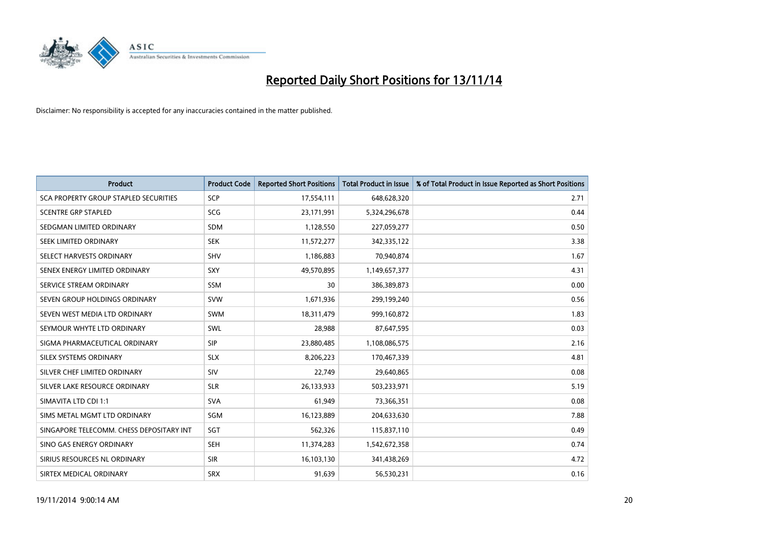# Reported Daily Short Positions for 13/11/14

Disclaimer: No responsibility is accepted for any inaccuracies contained in the matter published.

| Product | Product Code | Reported Short Positions | Total Product in Issue | % of Total Product in Issue Reported as Short Positions |
|---|---|---|---|---|
| SCA PROPERTY GROUP STAPLED SECURITIES | SCP | 17,554,111 | 648,628,320 | 2.71 |
| SCENTRE GRP STAPLED | SCG | 23,171,991 | 5,324,296,678 | 0.44 |
| SEDGMAN LIMITED ORDINARY | SDM | 1,128,550 | 227,059,277 | 0.50 |
| SEEK LIMITED ORDINARY | SEK | 11,572,277 | 342,335,122 | 3.38 |
| SELECT HARVESTS ORDINARY | SHV | 1,186,883 | 70,940,874 | 1.67 |
| SENEX ENERGY LIMITED ORDINARY | SXY | 49,570,895 | 1,149,657,377 | 4.31 |
| SERVICE STREAM ORDINARY | SSM | 30 | 386,389,873 | 0.00 |
| SEVEN GROUP HOLDINGS ORDINARY | SVW | 1,671,936 | 299,199,240 | 0.56 |
| SEVEN WEST MEDIA LTD ORDINARY | SWM | 18,311,479 | 999,160,872 | 1.83 |
| SEYMOUR WHYTE LTD ORDINARY | SWL | 28,988 | 87,647,595 | 0.03 |
| SIGMA PHARMACEUTICAL ORDINARY | SIP | 23,880,485 | 1,108,086,575 | 2.16 |
| SILEX SYSTEMS ORDINARY | SLX | 8,206,223 | 170,467,339 | 4.81 |
| SILVER CHEF LIMITED ORDINARY | SIV | 22,749 | 29,640,865 | 0.08 |
| SILVER LAKE RESOURCE ORDINARY | SLR | 26,133,933 | 503,233,971 | 5.19 |
| SIMAVITA LTD CDI 1:1 | SVA | 61,949 | 73,366,351 | 0.08 |
| SIMS METAL MGMT LTD ORDINARY | SGM | 16,123,889 | 204,633,630 | 7.88 |
| SINGAPORE TELECOMM. CHESS DEPOSITARY INT | SGT | 562,326 | 115,837,110 | 0.49 |
| SINO GAS ENERGY ORDINARY | SEH | 11,374,283 | 1,542,672,358 | 0.74 |
| SIRIUS RESOURCES NL ORDINARY | SIR | 16,103,130 | 341,438,269 | 4.72 |
| SIRTEX MEDICAL ORDINARY | SRX | 91,639 | 56,530,231 | 0.16 |

19/11/2014 9:00:14 AM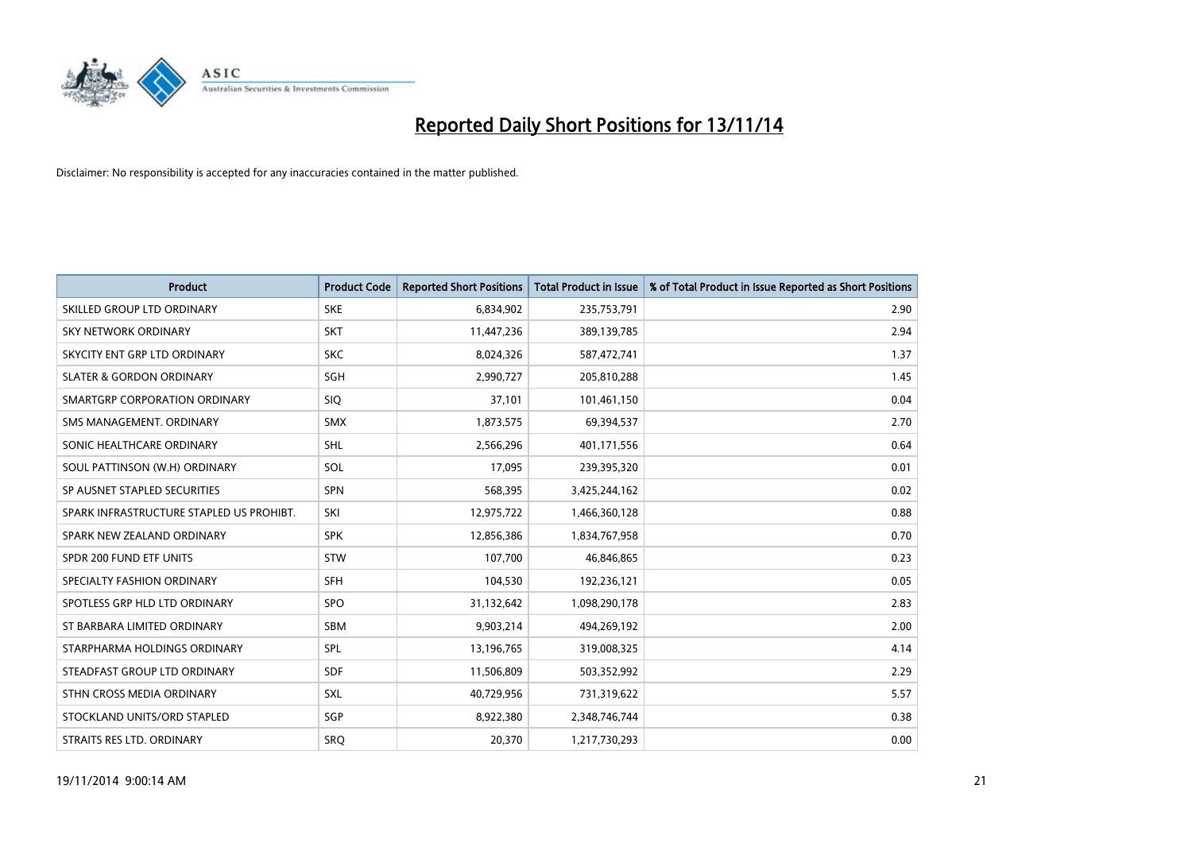# Reported Daily Short Positions for 13/11/14

Disclaimer: No responsibility is accepted for any inaccuracies contained in the matter published.

| Product | Product Code | Reported Short Positions | Total Product in Issue | % of Total Product in Issue Reported as Short Positions |
|---|---|---|---|---|
| SKILLED GROUP LTD ORDINARY | SKE | 6,834,902 | 235,753,791 | 2.90 |
| SKY NETWORK ORDINARY | SKT | 11,447,236 | 389,139,785 | 2.94 |
| SKYCITY ENT GRP LTD ORDINARY | SKC | 8,024,326 | 587,472,741 | 1.37 |
| SLATER & GORDON ORDINARY | SGH | 2,990,727 | 205,810,288 | 1.45 |
| SMARTGRP CORPORATION ORDINARY | SIQ | 37,101 | 101,461,150 | 0.04 |
| SMS MANAGEMENT. ORDINARY | SMX | 1,873,575 | 69,394,537 | 2.70 |
| SONIC HEALTHCARE ORDINARY | SHL | 2,566,296 | 401,171,556 | 0.64 |
| SOUL PATTINSON (W.H) ORDINARY | SOL | 17,095 | 239,395,320 | 0.01 |
| SP AUSNET STAPLED SECURITIES | SPN | 568,395 | 3,425,244,162 | 0.02 |
| SPARK INFRASTRUCTURE STAPLED US PROHIBT. | SKI | 12,975,722 | 1,466,360,128 | 0.88 |
| SPARK NEW ZEALAND ORDINARY | SPK | 12,856,386 | 1,834,767,958 | 0.70 |
| SPDR 200 FUND ETF UNITS | STW | 107,700 | 46,846,865 | 0.23 |
| SPECIALTY FASHION ORDINARY | SFH | 104,530 | 192,236,121 | 0.05 |
| SPOTLESS GRP HLD LTD ORDINARY | SPO | 31,132,642 | 1,098,290,178 | 2.83 |
| ST BARBARA LIMITED ORDINARY | SBM | 9,903,214 | 494,269,192 | 2.00 |
| STARPHARMA HOLDINGS ORDINARY | SPL | 13,196,765 | 319,008,325 | 4.14 |
| STEADFAST GROUP LTD ORDINARY | SDF | 11,506,809 | 503,352,992 | 2.29 |
| STHN CROSS MEDIA ORDINARY | SXL | 40,729,956 | 731,319,622 | 5.57 |
| STOCKLAND UNITS/ORD STAPLED | SGP | 8,922,380 | 2,348,746,744 | 0.38 |
| STRAITS RES LTD. ORDINARY | SRQ | 20,370 | 1,217,730,293 | 0.00 |

19/11/2014 9:00:14 AM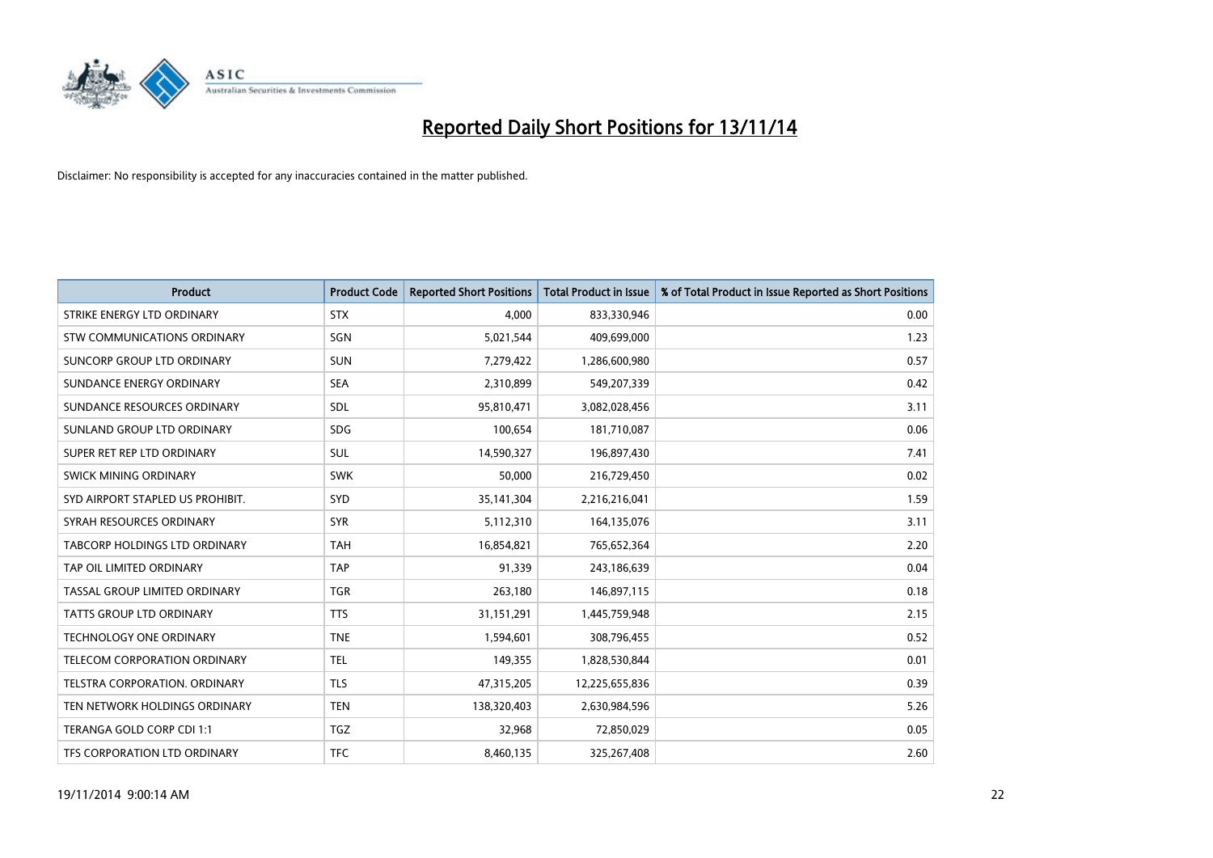# Reported Daily Short Positions for 13/11/14

Disclaimer: No responsibility is accepted for any inaccuracies contained in the matter published.

| Product | Product Code | Reported Short Positions | Total Product in Issue | % of Total Product in Issue Reported as Short Positions |
|---|---|---|---|---|
| STRIKE ENERGY LTD ORDINARY | STX | 4,000 | 833,330,946 | 0.00 |
| STW COMMUNICATIONS ORDINARY | SGN | 5,021,544 | 409,699,000 | 1.23 |
| SUNCORP GROUP LTD ORDINARY | SUN | 7,279,422 | 1,286,600,980 | 0.57 |
| SUNDANCE ENERGY ORDINARY | SEA | 2,310,899 | 549,207,339 | 0.42 |
| SUNDANCE RESOURCES ORDINARY | SDL | 95,810,471 | 3,082,028,456 | 3.11 |
| SUNLAND GROUP LTD ORDINARY | SDG | 100,654 | 181,710,087 | 0.06 |
| SUPER RET REP LTD ORDINARY | SUL | 14,590,327 | 196,897,430 | 7.41 |
| SWICK MINING ORDINARY | SWK | 50,000 | 216,729,450 | 0.02 |
| SYD AIRPORT STAPLED US PROHIBIT. | SYD | 35,141,304 | 2,216,216,041 | 1.59 |
| SYRAH RESOURCES ORDINARY | SYR | 5,112,310 | 164,135,076 | 3.11 |
| TABCORP HOLDINGS LTD ORDINARY | TAH | 16,854,821 | 765,652,364 | 2.20 |
| TAP OIL LIMITED ORDINARY | TAP | 91,339 | 243,186,639 | 0.04 |
| TASSAL GROUP LIMITED ORDINARY | TGR | 263,180 | 146,897,115 | 0.18 |
| TATTS GROUP LTD ORDINARY | TTS | 31,151,291 | 1,445,759,948 | 2.15 |
| TECHNOLOGY ONE ORDINARY | TNE | 1,594,601 | 308,796,455 | 0.52 |
| TELECOM CORPORATION ORDINARY | TEL | 149,355 | 1,828,530,844 | 0.01 |
| TELSTRA CORPORATION. ORDINARY | TLS | 47,315,205 | 12,225,655,836 | 0.39 |
| TEN NETWORK HOLDINGS ORDINARY | TEN | 138,320,403 | 2,630,984,596 | 5.26 |
| TERANGA GOLD CORP CDI 1:1 | TGZ | 32,968 | 72,850,029 | 0.05 |
| TFS CORPORATION LTD ORDINARY | TFC | 8,460,135 | 325,267,408 | 2.60 |

19/11/2014 9:00:14 AM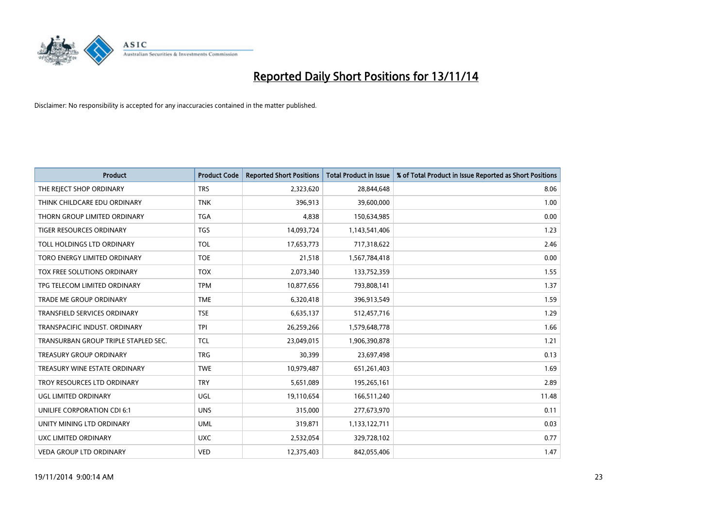# Reported Daily Short Positions for 13/11/14

Disclaimer: No responsibility is accepted for any inaccuracies contained in the matter published.

| Product | Product Code | Reported Short Positions | Total Product in Issue | % of Total Product in Issue Reported as Short Positions |
| --- | --- | --- | --- | --- |
| THE REJECT SHOP ORDINARY | TRS | 2,323,620 | 28,844,648 | 8.06 |
| THINK CHILDCARE EDU ORDINARY | TNK | 396,913 | 39,600,000 | 1.00 |
| THORN GROUP LIMITED ORDINARY | TGA | 4,838 | 150,634,985 | 0.00 |
| TIGER RESOURCES ORDINARY | TGS | 14,093,724 | 1,143,541,406 | 1.23 |
| TOLL HOLDINGS LTD ORDINARY | TOL | 17,653,773 | 717,318,622 | 2.46 |
| TORO ENERGY LIMITED ORDINARY | TOE | 21,518 | 1,567,784,418 | 0.00 |
| TOX FREE SOLUTIONS ORDINARY | TOX | 2,073,340 | 133,752,359 | 1.55 |
| TPG TELECOM LIMITED ORDINARY | TPM | 10,877,656 | 793,808,141 | 1.37 |
| TRADE ME GROUP ORDINARY | TME | 6,320,418 | 396,913,549 | 1.59 |
| TRANSFIELD SERVICES ORDINARY | TSE | 6,635,137 | 512,457,716 | 1.29 |
| TRANSPACIFIC INDUST. ORDINARY | TPI | 26,259,266 | 1,579,648,778 | 1.66 |
| TRANSURBAN GROUP TRIPLE STAPLED SEC. | TCL | 23,049,015 | 1,906,390,878 | 1.21 |
| TREASURY GROUP ORDINARY | TRG | 30,399 | 23,697,498 | 0.13 |
| TREASURY WINE ESTATE ORDINARY | TWE | 10,979,487 | 651,261,403 | 1.69 |
| TROY RESOURCES LTD ORDINARY | TRY | 5,651,089 | 195,265,161 | 2.89 |
| UGL LIMITED ORDINARY | UGL | 19,110,654 | 166,511,240 | 11.48 |
| UNILIFE CORPORATION CDI 6:1 | UNS | 315,000 | 277,673,970 | 0.11 |
| UNITY MINING LTD ORDINARY | UML | 319,871 | 1,133,122,711 | 0.03 |
| UXC LIMITED ORDINARY | UXC | 2,532,054 | 329,728,102 | 0.77 |
| VEDA GROUP LTD ORDINARY | VED | 12,375,403 | 842,055,406 | 1.47 |

19/11/2014 9:00:14 AM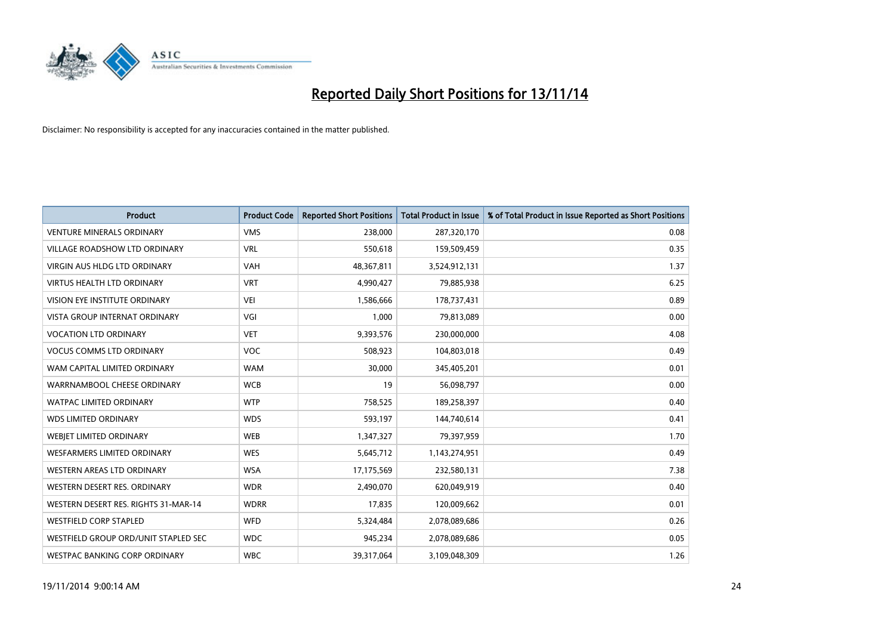# Reported Daily Short Positions for 13/11/14

Disclaimer: No responsibility is accepted for any inaccuracies contained in the matter published.

| Product | Product Code | Reported Short Positions | Total Product in Issue | % of Total Product in Issue Reported as Short Positions |
|---|---|---|---|---|
| VENTURE MINERALS ORDINARY | VMS | 238,000 | 287,320,170 | 0.08 |
| VILLAGE ROADSHOW LTD ORDINARY | VRL | 550,618 | 159,509,459 | 0.35 |
| VIRGIN AUS HLDG LTD ORDINARY | VAH | 48,367,811 | 3,524,912,131 | 1.37 |
| VIRTUS HEALTH LTD ORDINARY | VRT | 4,990,427 | 79,885,938 | 6.25 |
| VISION EYE INSTITUTE ORDINARY | VEI | 1,586,666 | 178,737,431 | 0.89 |
| VISTA GROUP INTERNAT ORDINARY | VGI | 1,000 | 79,813,089 | 0.00 |
| VOCATION LTD ORDINARY | VET | 9,393,576 | 230,000,000 | 4.08 |
| VOCUS COMMS LTD ORDINARY | VOC | 508,923 | 104,803,018 | 0.49 |
| WAM CAPITAL LIMITED ORDINARY | WAM | 30,000 | 345,405,201 | 0.01 |
| WARRNAMBOOL CHEESE ORDINARY | WCB | 19 | 56,098,797 | 0.00 |
| WATPAC LIMITED ORDINARY | WTP | 758,525 | 189,258,397 | 0.40 |
| WDS LIMITED ORDINARY | WDS | 593,197 | 144,740,614 | 0.41 |
| WEBJET LIMITED ORDINARY | WEB | 1,347,327 | 79,397,959 | 1.70 |
| WESFARMERS LIMITED ORDINARY | WES | 5,645,712 | 1,143,274,951 | 0.49 |
| WESTERN AREAS LTD ORDINARY | WSA | 17,175,569 | 232,580,131 | 7.38 |
| WESTERN DESERT RES. ORDINARY | WDR | 2,490,070 | 620,049,919 | 0.40 |
| WESTERN DESERT RES. RIGHTS 31-MAR-14 | WDRR | 17,835 | 120,009,662 | 0.01 |
| WESTFIELD CORP STAPLED | WFD | 5,324,484 | 2,078,089,686 | 0.26 |
| WESTFIELD GROUP ORD/UNIT STAPLED SEC | WDC | 945,234 | 2,078,089,686 | 0.05 |
| WESTPAC BANKING CORP ORDINARY | WBC | 39,317,064 | 3,109,048,309 | 1.26 |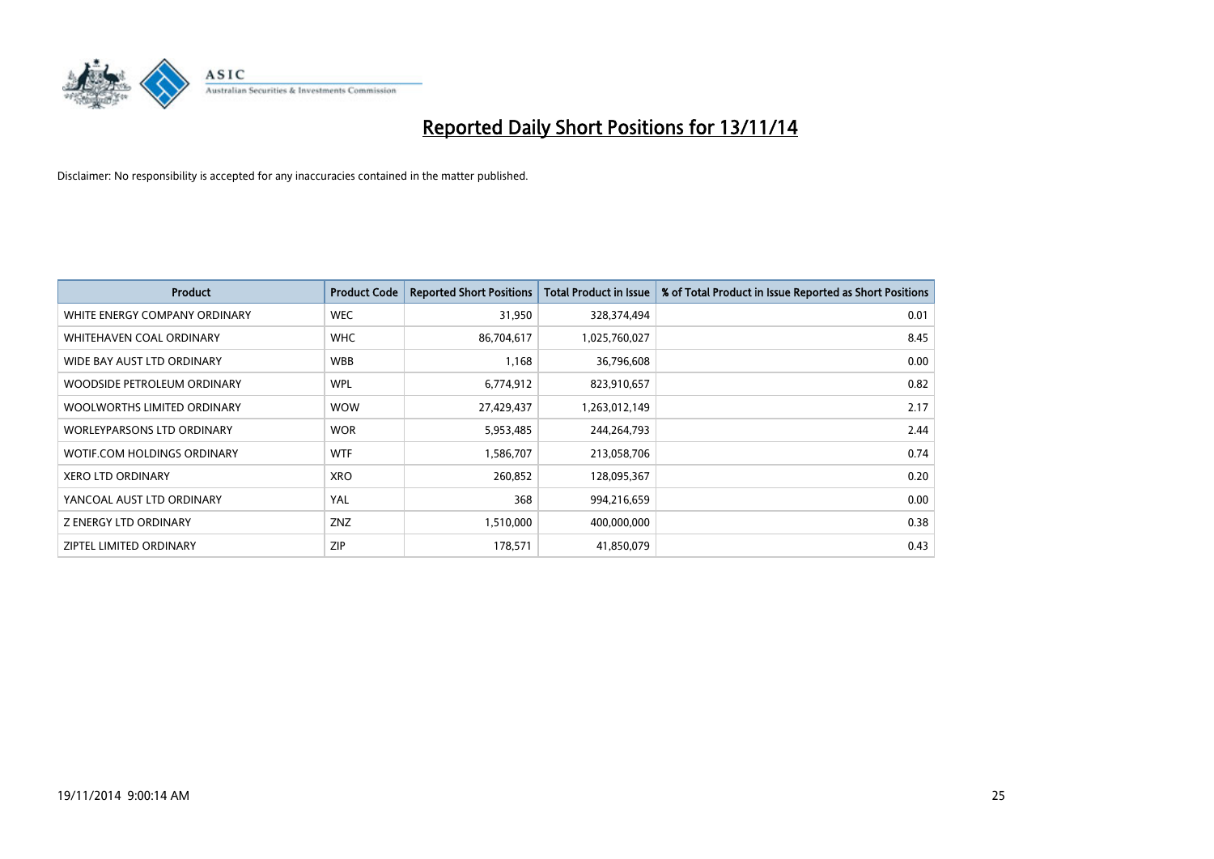# Reported Daily Short Positions for 13/11/14

Disclaimer: No responsibility is accepted for any inaccuracies contained in the matter published.

| Product | Product Code | Reported Short Positions | Total Product in Issue | % of Total Product in Issue Reported as Short Positions |
| --- | --- | --- | --- | --- |
| WHITE ENERGY COMPANY ORDINARY | WEC | 31,950 | 328,374,494 | 0.01 |
| WHITEHAVEN COAL ORDINARY | WHC | 86,704,617 | 1,025,760,027 | 8.45 |
| WIDE BAY AUST LTD ORDINARY | WBB | 1,168 | 36,796,608 | 0.00 |
| WOODSIDE PETROLEUM ORDINARY | WPL | 6,774,912 | 823,910,657 | 0.82 |
| WOOLWORTHS LIMITED ORDINARY | WOW | 27,429,437 | 1,263,012,149 | 2.17 |
| WORLEYPARSONS LTD ORDINARY | WOR | 5,953,485 | 244,264,793 | 2.44 |
| WOTIF.COM HOLDINGS ORDINARY | WTF | 1,586,707 | 213,058,706 | 0.74 |
| XERO LTD ORDINARY | XRO | 260,852 | 128,095,367 | 0.20 |
| YANCOAL AUST LTD ORDINARY | YAL | 368 | 994,216,659 | 0.00 |
| Z ENERGY LTD ORDINARY | ZNZ | 1,510,000 | 400,000,000 | 0.38 |
| ZIPTEL LIMITED ORDINARY | ZIP | 178,571 | 41,850,079 | 0.43 |

19/11/2014 9:00:14 AM